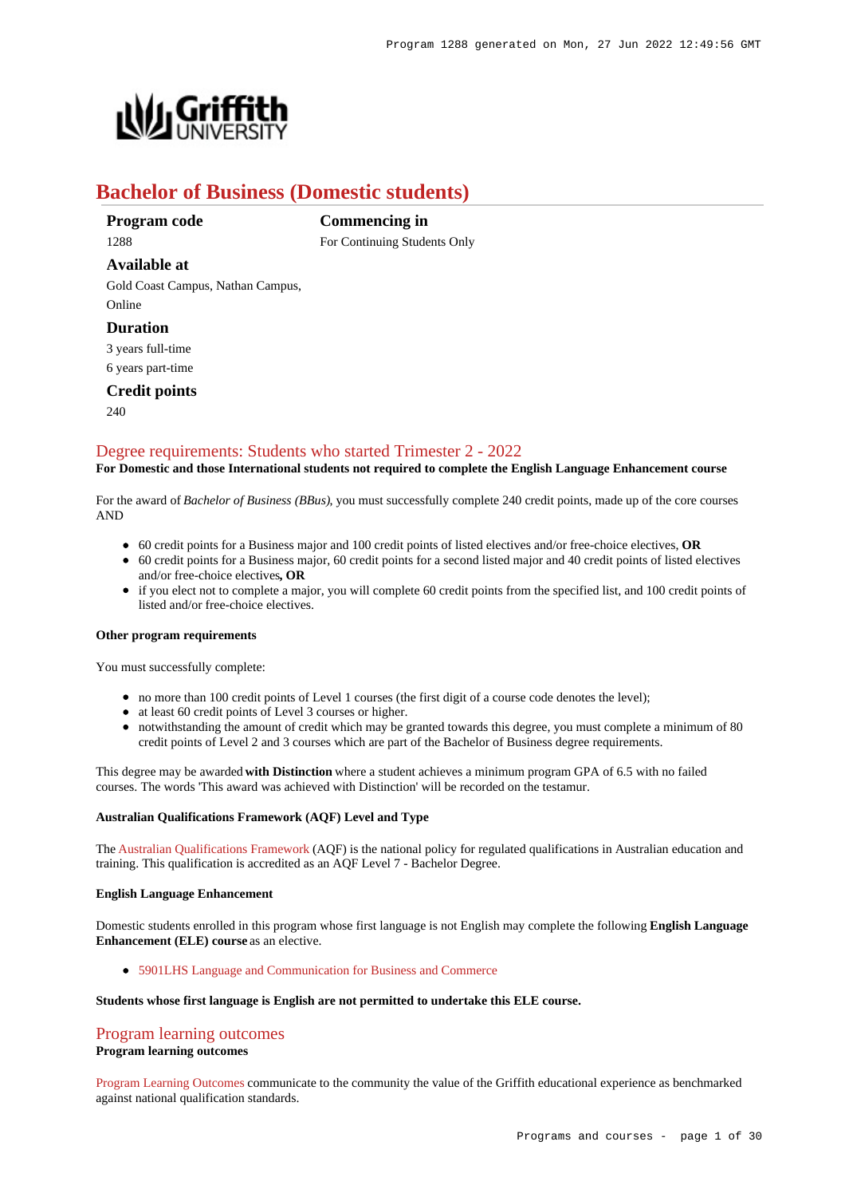# Bachelor of Business (Domestic students)

**Program code**
1288

**Commencing in**
For Continuing Students Only

**Available at**
Gold Coast Campus, Nathan Campus, Online

**Duration**
3 years full-time
6 years part-time

**Credit points**
240

## Degree requirements: Students who started Trimester 2 - 2022

**For Domestic and those International students not required to complete the English Language Enhancement course**

For the award of *Bachelor of Business (BBus)*, you must successfully complete 240 credit points, made up of the core courses AND

- 60 credit points for a Business major and 100 credit points of listed electives and/or free-choice electives, **OR**
- 60 credit points for a Business major, 60 credit points for a second listed major and 40 credit points of listed electives and/or free-choice electives**, OR**
- if you elect not to complete a major, you will complete 60 credit points from the specified list, and 100 credit points of listed and/or free-choice electives.

#### Other program requirements

You must successfully complete:

- no more than 100 credit points of Level 1 courses (the first digit of a course code denotes the level);
- at least 60 credit points of Level 3 courses or higher.
- notwithstanding the amount of credit which may be granted towards this degree, you must complete a minimum of 80 credit points of Level 2 and 3 courses which are part of the Bachelor of Business degree requirements.

This degree may be awarded **with Distinction** where a student achieves a minimum program GPA of 6.5 with no failed courses. The words 'This award was achieved with Distinction' will be recorded on the testamur.

#### Australian Qualifications Framework (AQF) Level and Type

The Australian Qualifications Framework (AQF) is the national policy for regulated qualifications in Australian education and training. This qualification is accredited as an AQF Level 7 - Bachelor Degree.

#### English Language Enhancement

Domestic students enrolled in this program whose first language is not English may complete the following **English Language Enhancement (ELE) course** as an elective.

- 5901LHS Language and Communication for Business and Commerce

**Students whose first language is English are not permitted to undertake this ELE course.**

## Program learning outcomes

**Program learning outcomes**

Program Learning Outcomes communicate to the community the value of the Griffith educational experience as benchmarked against national qualification standards.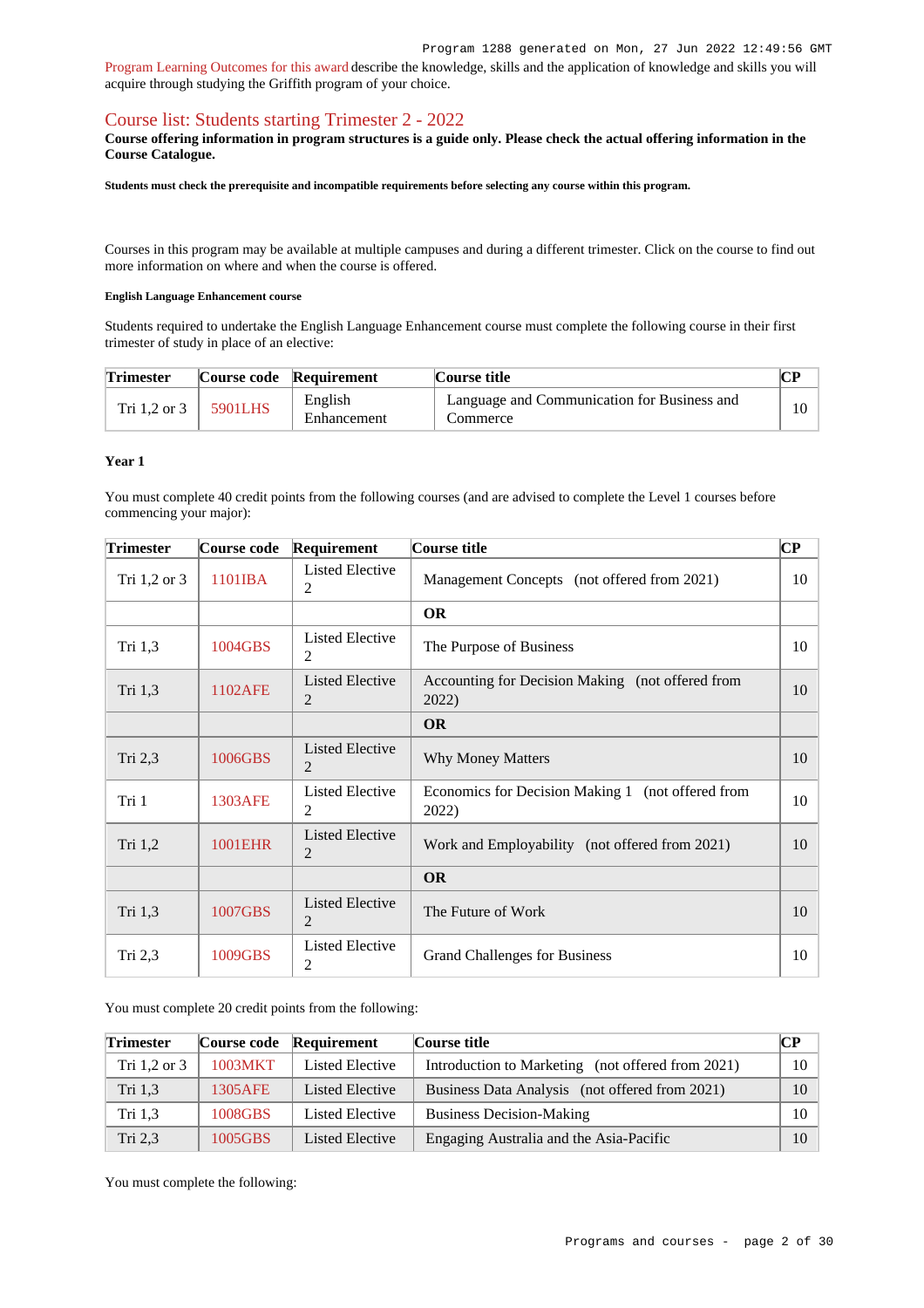Program 1288 generated on Mon, 27 Jun 2022 12:49:56 GMT

Program Learning Outcomes for this award describe the knowledge, skills and the application of knowledge and skills you will acquire through studying the Griffith program of your choice.

## Course list: Students starting Trimester 2 - 2022

**Course offering information in program structures is a guide only. Please check the actual offering information in the Course Catalogue.**

**Students must check the prerequisite and incompatible requirements before selecting any course within this program.**

Courses in this program may be available at multiple campuses and during a different trimester. Click on the course to find out more information on where and when the course is offered.

#### English Language Enhancement course

Students required to undertake the English Language Enhancement course must complete the following course in their first trimester of study in place of an elective:

| Trimester | Course code | Requirement | Course title | CP |
|---|---|---|---|---|
| Tri 1,2 or 3 | 5901LHS | English Enhancement | Language and Communication for Business and Commerce | 10 |

#### Year 1

You must complete 40 credit points from the following courses (and are advised to complete the Level 1 courses before commencing your major):

| Trimester | Course code | Requirement | Course title | CP |
|---|---|---|---|---|
| Tri 1,2 or 3 | 1101IBA | Listed Elective 2 | Management Concepts (not offered from 2021) | 10 |
| | | | **OR** | |
| Tri 1,3 | 1004GBS | Listed Elective 2 | The Purpose of Business | 10 |
| Tri 1,3 | 1102AFE | Listed Elective 2 | Accounting for Decision Making (not offered from 2022) | 10 |
| | | | **OR** | |
| Tri 2,3 | 1006GBS | Listed Elective 2 | Why Money Matters | 10 |
| Tri 1 | 1303AFE | Listed Elective 2 | Economics for Decision Making 1 (not offered from 2022) | 10 |
| Tri 1,2 | 1001EHR | Listed Elective 2 | Work and Employability (not offered from 2021) | 10 |
| | | | **OR** | |
| Tri 1,3 | 1007GBS | Listed Elective 2 | The Future of Work | 10 |
| Tri 2,3 | 1009GBS | Listed Elective 2 | Grand Challenges for Business | 10 |

You must complete 20 credit points from the following:

| Trimester | Course code | Requirement | Course title | CP |
|---|---|---|---|---|
| Tri 1,2 or 3 | 1003MKT | Listed Elective | Introduction to Marketing (not offered from 2021) | 10 |
| Tri 1,3 | 1305AFE | Listed Elective | Business Data Analysis (not offered from 2021) | 10 |
| Tri 1,3 | 1008GBS | Listed Elective | Business Decision-Making | 10 |
| Tri 2,3 | 1005GBS | Listed Elective | Engaging Australia and the Asia-Pacific | 10 |

You must complete the following: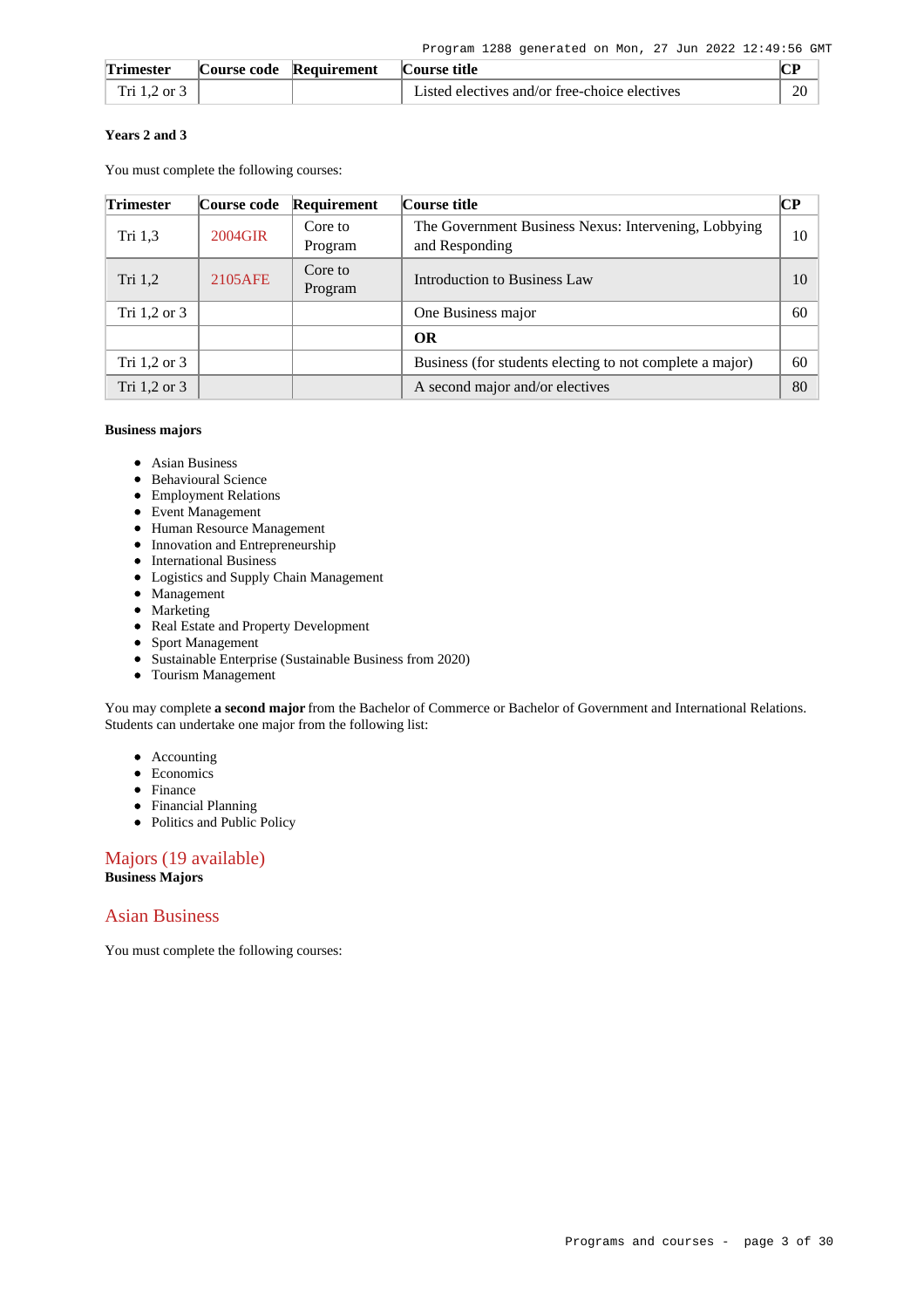| Trimester | Course code | Requirement | Course title | CP |
| --- | --- | --- | --- | --- |
| Tri 1,2 or 3 | | | Listed electives and/or free-choice electives | 20 |

#### Years 2 and 3

You must complete the following courses:

| Trimester | Course code | Requirement | Course title | CP |
| --- | --- | --- | --- | --- |
| Tri 1,3 | 2004GIR | Core to Program | The Government Business Nexus: Intervening, Lobbying and Responding | 10 |
| Tri 1,2 | 2105AFE | Core to Program | Introduction to Business Law | 10 |
| Tri 1,2 or 3 | | | One Business major | 60 |
| | | | **OR** | |
| Tri 1,2 or 3 | | | Business (for students electing to not complete a major) | 60 |
| Tri 1,2 or 3 | | | A second major and/or electives | 80 |

#### Business majors

- Asian Business
- Behavioural Science
- Employment Relations
- Event Management
- Human Resource Management
- Innovation and Entrepreneurship
- International Business
- Logistics and Supply Chain Management
- Management
- Marketing
- Real Estate and Property Development
- Sport Management
- Sustainable Enterprise (Sustainable Business from 2020)
- Tourism Management

You may complete **a second major** from the Bachelor of Commerce or Bachelor of Government and International Relations. Students can undertake one major from the following list:

- Accounting
- Economics
- Finance
- Financial Planning
- Politics and Public Policy

## Majors (19 available)

**Business Majors**

## Asian Business

You must complete the following courses: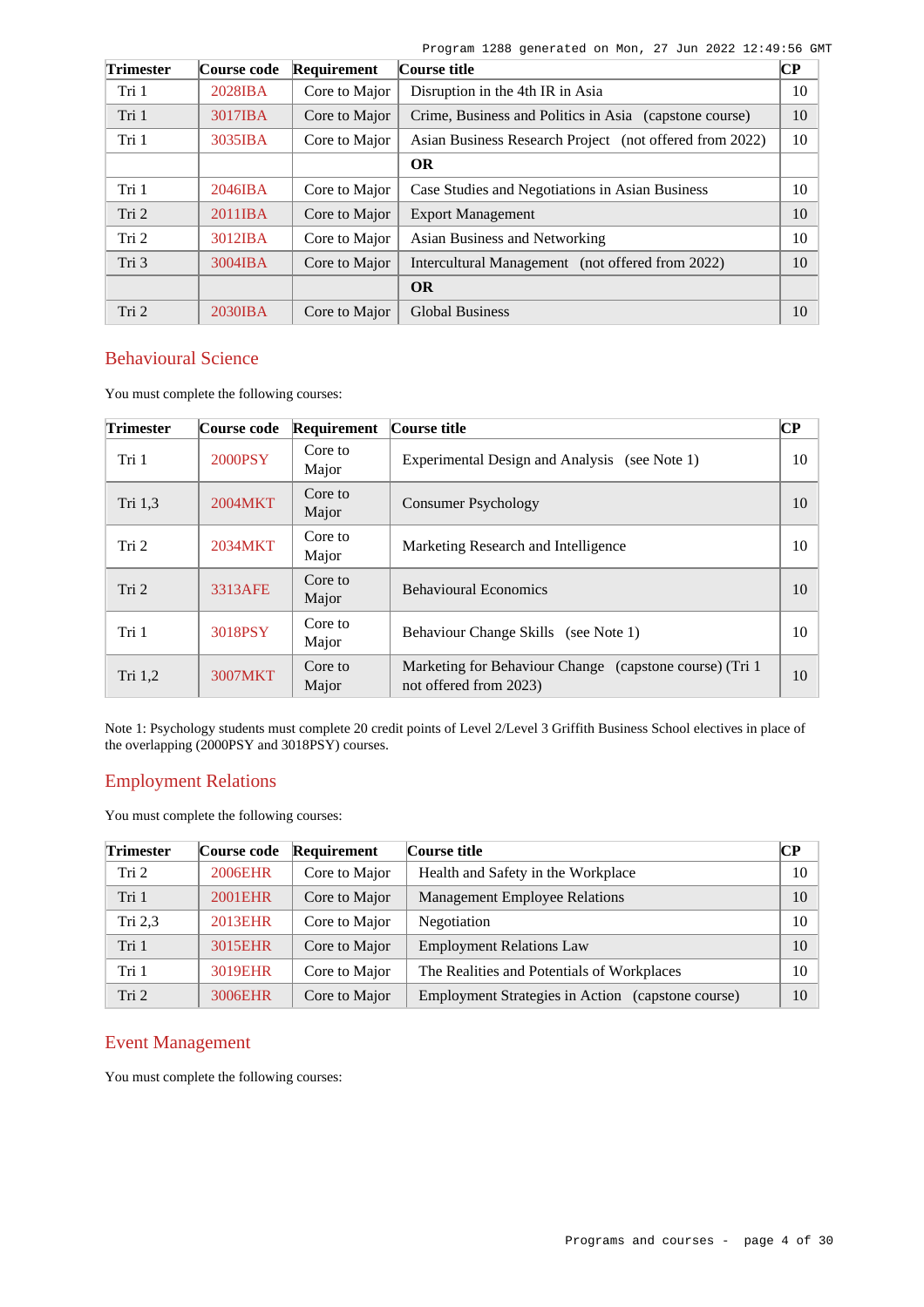| Trimester | Course code | Requirement | Course title | CP |
|---|---|---|---|---|
| Tri 1 | 2028IBA | Core to Major | Disruption in the 4th IR in Asia | 10 |
| Tri 1 | 3017IBA | Core to Major | Crime, Business and Politics in Asia (capstone course) | 10 |
| Tri 1 | 3035IBA | Core to Major | Asian Business Research Project (not offered from 2022) | 10 |
| | | | **OR** | |
| Tri 1 | 2046IBA | Core to Major | Case Studies and Negotiations in Asian Business | 10 |
| Tri 2 | 2011IBA | Core to Major | Export Management | 10 |
| Tri 2 | 3012IBA | Core to Major | Asian Business and Networking | 10 |
| Tri 3 | 3004IBA | Core to Major | Intercultural Management (not offered from 2022) | 10 |
| | | | **OR** | |
| Tri 2 | 2030IBA | Core to Major | Global Business | 10 |

## Behavioural Science

You must complete the following courses:

| Trimester | Course code | Requirement | Course title | CP |
|---|---|---|---|---|
| Tri 1 | 2000PSY | Core to Major | Experimental Design and Analysis (see Note 1) | 10 |
| Tri 1,3 | 2004MKT | Core to Major | Consumer Psychology | 10 |
| Tri 2 | 2034MKT | Core to Major | Marketing Research and Intelligence | 10 |
| Tri 2 | 3313AFE | Core to Major | Behavioural Economics | 10 |
| Tri 1 | 3018PSY | Core to Major | Behaviour Change Skills (see Note 1) | 10 |
| Tri 1,2 | 3007MKT | Core to Major | Marketing for Behaviour Change (capstone course) (Tri 1 not offered from 2023) | 10 |

Note 1: Psychology students must complete 20 credit points of Level 2/Level 3 Griffith Business School electives in place of the overlapping (2000PSY and 3018PSY) courses.

## Employment Relations

You must complete the following courses:

| Trimester | Course code | Requirement | Course title | CP |
|---|---|---|---|---|
| Tri 2 | 2006EHR | Core to Major | Health and Safety in the Workplace | 10 |
| Tri 1 | 2001EHR | Core to Major | Management Employee Relations | 10 |
| Tri 2,3 | 2013EHR | Core to Major | Negotiation | 10 |
| Tri 1 | 3015EHR | Core to Major | Employment Relations Law | 10 |
| Tri 1 | 3019EHR | Core to Major | The Realities and Potentials of Workplaces | 10 |
| Tri 2 | 3006EHR | Core to Major | Employment Strategies in Action (capstone course) | 10 |

## Event Management

You must complete the following courses: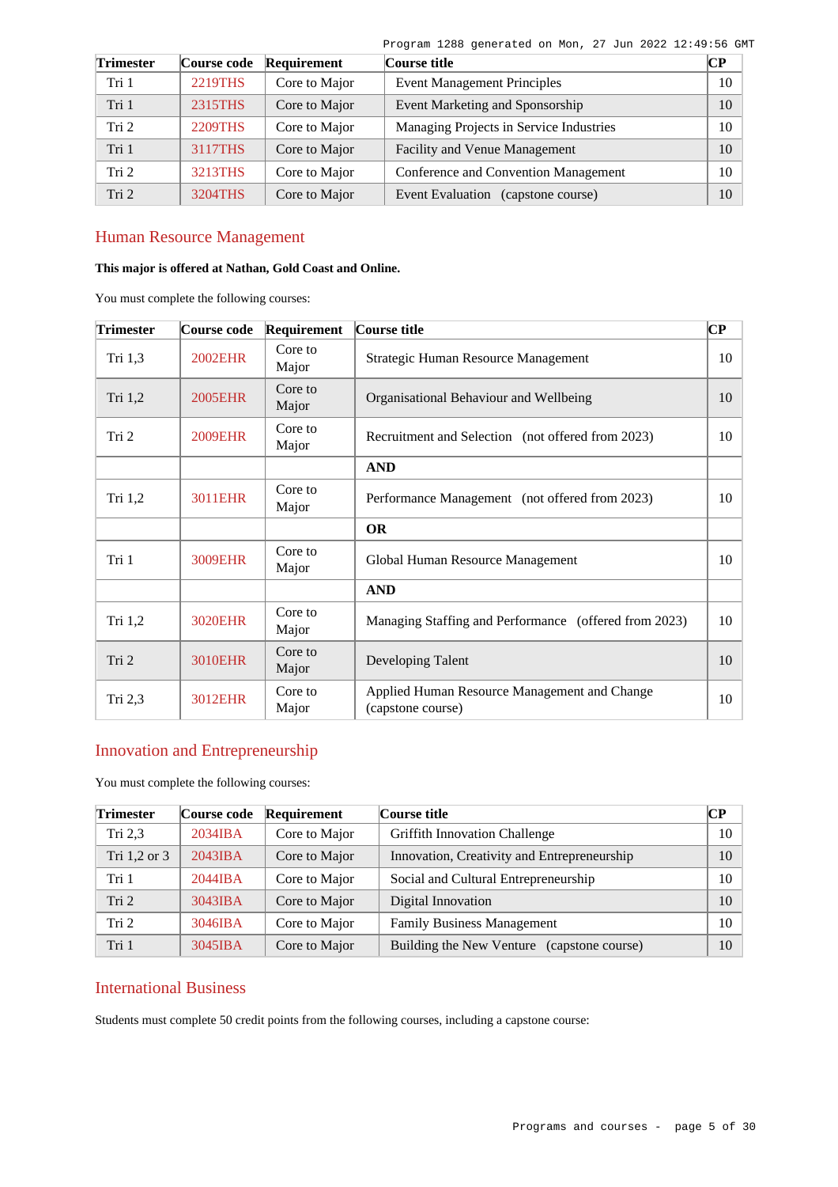| Trimester | Course code | Requirement | Course title | CP |
|---|---|---|---|---|
| Tri 1 | 2219THS | Core to Major | Event Management Principles | 10 |
| Tri 1 | 2315THS | Core to Major | Event Marketing and Sponsorship | 10 |
| Tri 2 | 2209THS | Core to Major | Managing Projects in Service Industries | 10 |
| Tri 1 | 3117THS | Core to Major | Facility and Venue Management | 10 |
| Tri 2 | 3213THS | Core to Major | Conference and Convention Management | 10 |
| Tri 2 | 3204THS | Core to Major | Event Evaluation (capstone course) | 10 |

## Human Resource Management

**This major is offered at Nathan, Gold Coast and Online.**

You must complete the following courses:

| Trimester | Course code | Requirement | Course title | CP |
|---|---|---|---|---|
| Tri 1,3 | 2002EHR | Core to Major | Strategic Human Resource Management | 10 |
| Tri 1,2 | 2005EHR | Core to Major | Organisational Behaviour and Wellbeing | 10 |
| Tri 2 | 2009EHR | Core to Major | Recruitment and Selection (not offered from 2023) | 10 |
| | | | **AND** | |
| Tri 1,2 | 3011EHR | Core to Major | Performance Management (not offered from 2023) | 10 |
| | | | **OR** | |
| Tri 1 | 3009EHR | Core to Major | Global Human Resource Management | 10 |
| | | | **AND** | |
| Tri 1,2 | 3020EHR | Core to Major | Managing Staffing and Performance (offered from 2023) | 10 |
| Tri 2 | 3010EHR | Core to Major | Developing Talent | 10 |
| Tri 2,3 | 3012EHR | Core to Major | Applied Human Resource Management and Change (capstone course) | 10 |

## Innovation and Entrepreneurship

You must complete the following courses:

| Trimester | Course code | Requirement | Course title | CP |
|---|---|---|---|---|
| Tri 2,3 | 2034IBA | Core to Major | Griffith Innovation Challenge | 10 |
| Tri 1,2 or 3 | 2043IBA | Core to Major | Innovation, Creativity and Entrepreneurship | 10 |
| Tri 1 | 2044IBA | Core to Major | Social and Cultural Entrepreneurship | 10 |
| Tri 2 | 3043IBA | Core to Major | Digital Innovation | 10 |
| Tri 2 | 3046IBA | Core to Major | Family Business Management | 10 |
| Tri 1 | 3045IBA | Core to Major | Building the New Venture (capstone course) | 10 |

## International Business

Students must complete 50 credit points from the following courses, including a capstone course: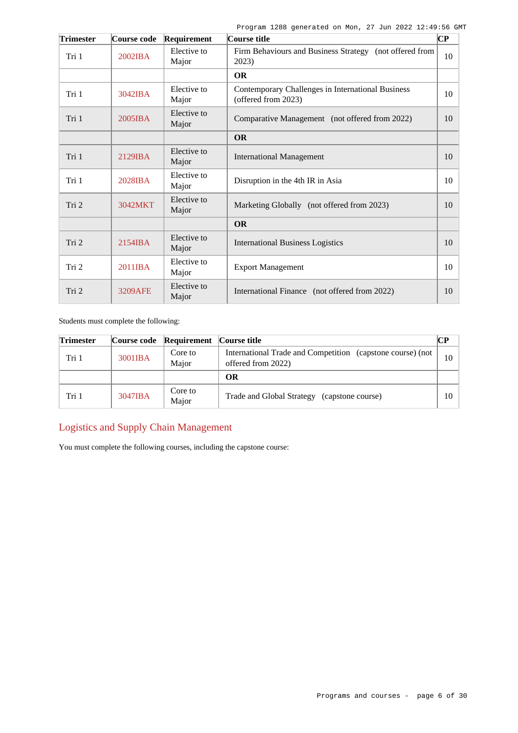| Trimester | Course code | Requirement | Course title | CP |
|---|---|---|---|---|
| Tri 1 | 2002IBA | Elective to Major | Firm Behaviours and Business Strategy (not offered from 2023) | 10 |
| | | | **OR** | |
| Tri 1 | 3042IBA | Elective to Major | Contemporary Challenges in International Business (offered from 2023) | 10 |
| Tri 1 | 2005IBA | Elective to Major | Comparative Management (not offered from 2022) | 10 |
| | | | **OR** | |
| Tri 1 | 2129IBA | Elective to Major | International Management | 10 |
| Tri 1 | 2028IBA | Elective to Major | Disruption in the 4th IR in Asia | 10 |
| Tri 2 | 3042MKT | Elective to Major | Marketing Globally (not offered from 2023) | 10 |
| | | | **OR** | |
| Tri 2 | 2154IBA | Elective to Major | International Business Logistics | 10 |
| Tri 2 | 2011IBA | Elective to Major | Export Management | 10 |
| Tri 2 | 3209AFE | Elective to Major | International Finance (not offered from 2022) | 10 |

Students must complete the following:

| Trimester | Course code | Requirement | Course title | CP |
|---|---|---|---|---|
| Tri 1 | 3001IBA | Core to Major | International Trade and Competition (capstone course) (not offered from 2022) | 10 |
| | | | **OR** | |
| Tri 1 | 3047IBA | Core to Major | Trade and Global Strategy (capstone course) | 10 |

## Logistics and Supply Chain Management

You must complete the following courses, including the capstone course: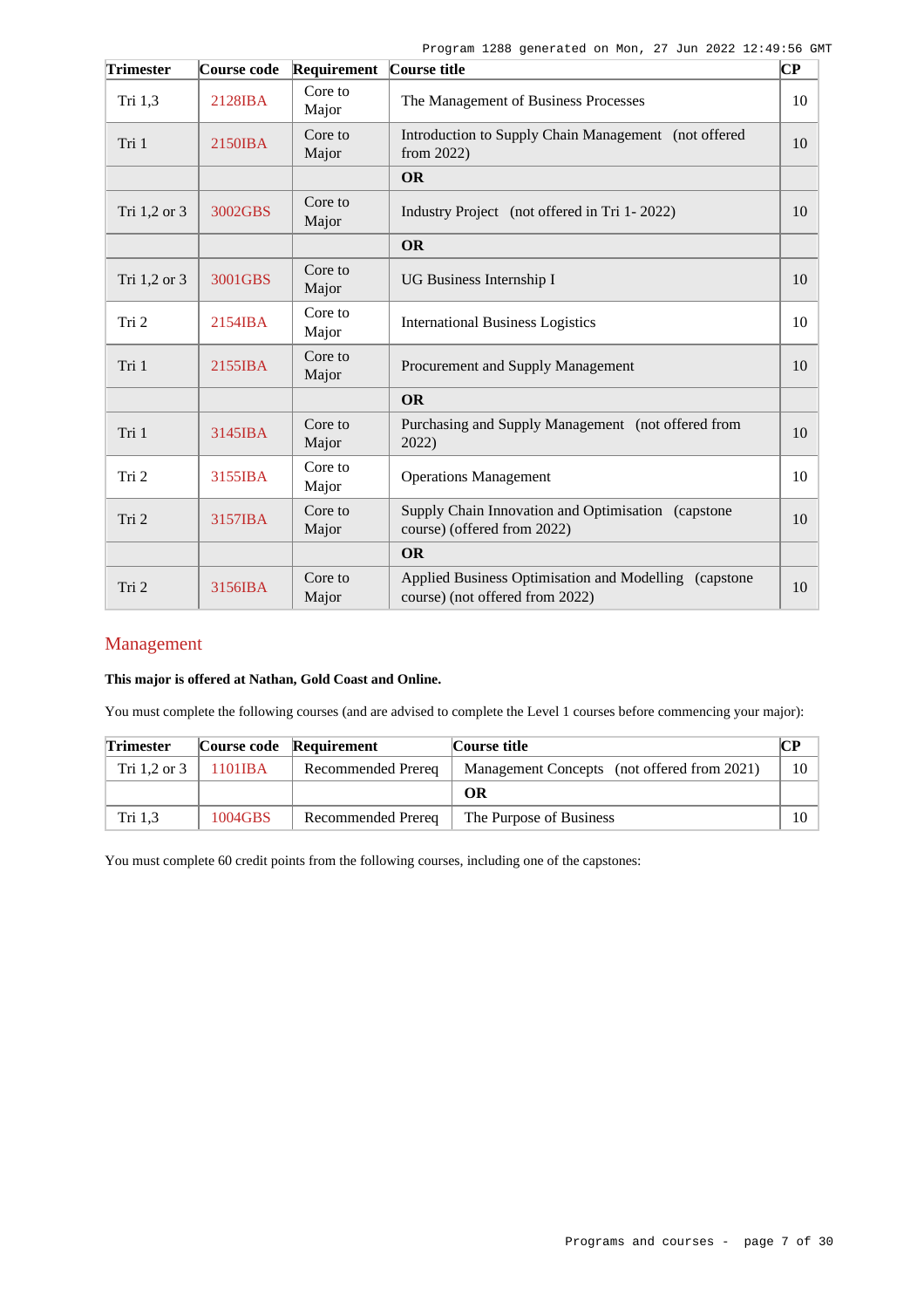| Trimester | Course code | Requirement | Course title | CP |
|---|---|---|---|---|
| Tri 1,3 | 2128IBA | Core to Major | The Management of Business Processes | 10 |
| Tri 1 | 2150IBA | Core to Major | Introduction to Supply Chain Management (not offered from 2022) | 10 |
| | | | **OR** | |
| Tri 1,2 or 3 | 3002GBS | Core to Major | Industry Project (not offered in Tri 1- 2022) | 10 |
| | | | **OR** | |
| Tri 1,2 or 3 | 3001GBS | Core to Major | UG Business Internship I | 10 |
| Tri 2 | 2154IBA | Core to Major | International Business Logistics | 10 |
| Tri 1 | 2155IBA | Core to Major | Procurement and Supply Management | 10 |
| | | | **OR** | |
| Tri 1 | 3145IBA | Core to Major | Purchasing and Supply Management (not offered from 2022) | 10 |
| Tri 2 | 3155IBA | Core to Major | Operations Management | 10 |
| Tri 2 | 3157IBA | Core to Major | Supply Chain Innovation and Optimisation (capstone course) (offered from 2022) | 10 |
| | | | **OR** | |
| Tri 2 | 3156IBA | Core to Major | Applied Business Optimisation and Modelling (capstone course) (not offered from 2022) | 10 |

## Management

**This major is offered at Nathan, Gold Coast and Online.**

You must complete the following courses (and are advised to complete the Level 1 courses before commencing your major):

| Trimester | Course code | Requirement | Course title | CP |
|---|---|---|---|---|
| Tri 1,2 or 3 | 1101IBA | Recommended Prereq | Management Concepts (not offered from 2021) | 10 |
| | | | **OR** | |
| Tri 1,3 | 1004GBS | Recommended Prereq | The Purpose of Business | 10 |

You must complete 60 credit points from the following courses, including one of the capstones: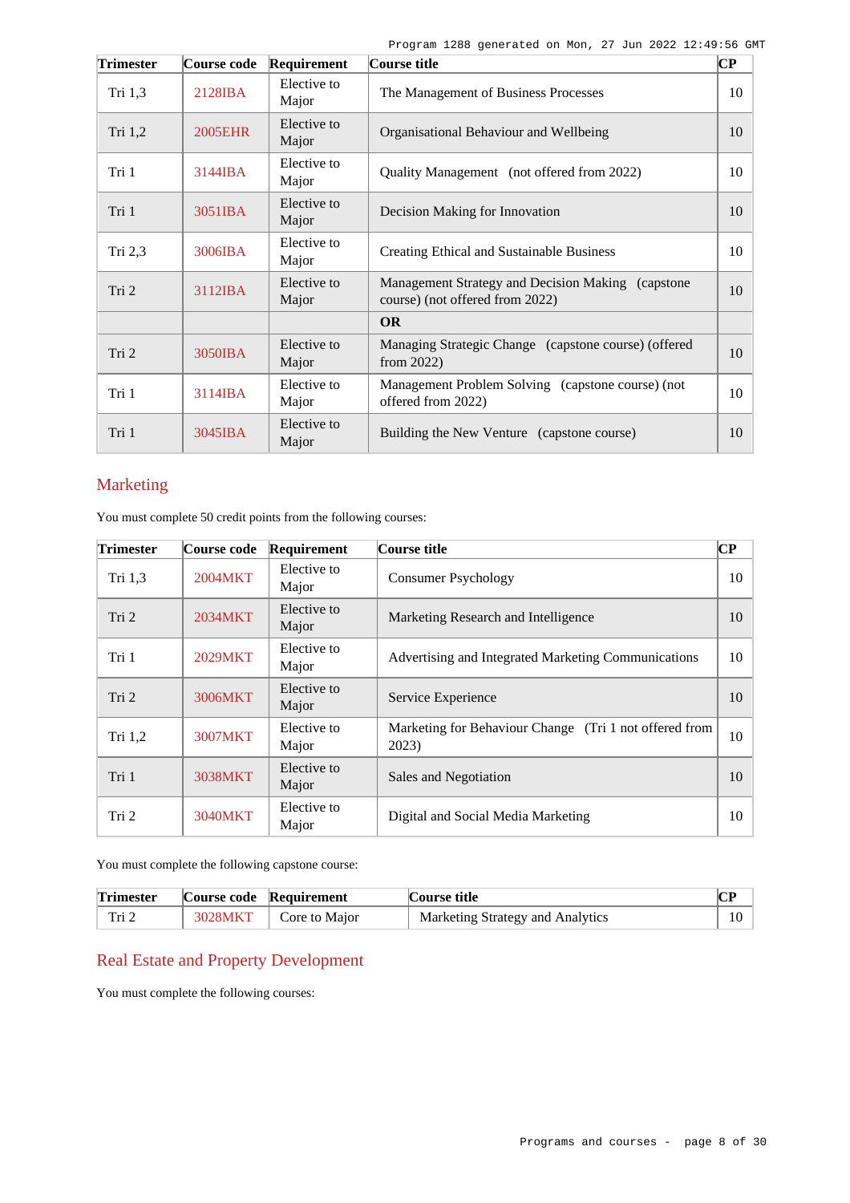| Trimester | Course code | Requirement | Course title | CP |
|---|---|---|---|---|
| Tri 1,3 | 2128IBA | Elective to Major | The Management of Business Processes | 10 |
| Tri 1,2 | 2005EHR | Elective to Major | Organisational Behaviour and Wellbeing | 10 |
| Tri 1 | 3144IBA | Elective to Major | Quality Management (not offered from 2022) | 10 |
| Tri 1 | 3051IBA | Elective to Major | Decision Making for Innovation | 10 |
| Tri 2,3 | 3006IBA | Elective to Major | Creating Ethical and Sustainable Business | 10 |
| Tri 2 | 3112IBA | Elective to Major | Management Strategy and Decision Making (capstone course) (not offered from 2022) | 10 |
| | | | **OR** | |
| Tri 2 | 3050IBA | Elective to Major | Managing Strategic Change (capstone course) (offered from 2022) | 10 |
| Tri 1 | 3114IBA | Elective to Major | Management Problem Solving (capstone course) (not offered from 2022) | 10 |
| Tri 1 | 3045IBA | Elective to Major | Building the New Venture (capstone course) | 10 |

## Marketing

You must complete 50 credit points from the following courses:

| Trimester | Course code | Requirement | Course title | CP |
|---|---|---|---|---|
| Tri 1,3 | 2004MKT | Elective to Major | Consumer Psychology | 10 |
| Tri 2 | 2034MKT | Elective to Major | Marketing Research and Intelligence | 10 |
| Tri 1 | 2029MKT | Elective to Major | Advertising and Integrated Marketing Communications | 10 |
| Tri 2 | 3006MKT | Elective to Major | Service Experience | 10 |
| Tri 1,2 | 3007MKT | Elective to Major | Marketing for Behaviour Change (Tri 1 not offered from 2023) | 10 |
| Tri 1 | 3038MKT | Elective to Major | Sales and Negotiation | 10 |
| Tri 2 | 3040MKT | Elective to Major | Digital and Social Media Marketing | 10 |

You must complete the following capstone course:

| Trimester | Course code | Requirement | Course title | CP |
|---|---|---|---|---|
| Tri 2 | 3028MKT | Core to Major | Marketing Strategy and Analytics | 10 |

## Real Estate and Property Development

You must complete the following courses: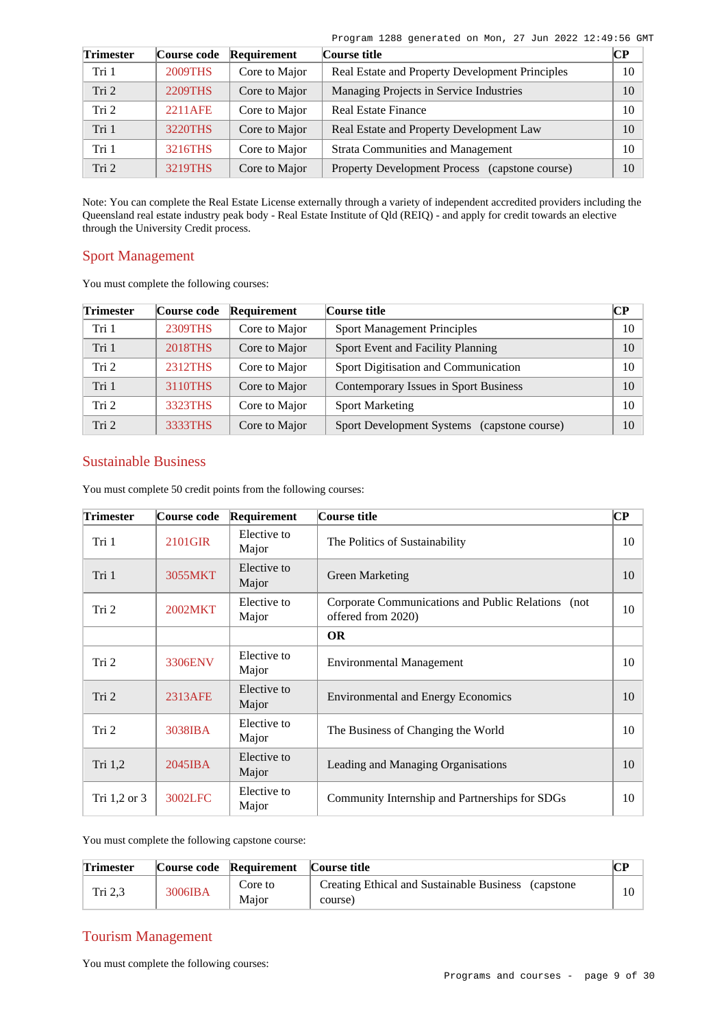| Trimester | Course code | Requirement | Course title | CP |
|---|---|---|---|---|
| Tri 1 | 2009THS | Core to Major | Real Estate and Property Development Principles | 10 |
| Tri 2 | 2209THS | Core to Major | Managing Projects in Service Industries | 10 |
| Tri 2 | 2211AFE | Core to Major | Real Estate Finance | 10 |
| Tri 1 | 3220THS | Core to Major | Real Estate and Property Development Law | 10 |
| Tri 1 | 3216THS | Core to Major | Strata Communities and Management | 10 |
| Tri 2 | 3219THS | Core to Major | Property Development Process (capstone course) | 10 |

Note: You can complete the Real Estate License externally through a variety of independent accredited providers including the Queensland real estate industry peak body - Real Estate Institute of Qld (REIQ) - and apply for credit towards an elective through the University Credit process.

## Sport Management

You must complete the following courses:

| Trimester | Course code | Requirement | Course title | CP |
|---|---|---|---|---|
| Tri 1 | 2309THS | Core to Major | Sport Management Principles | 10 |
| Tri 1 | 2018THS | Core to Major | Sport Event and Facility Planning | 10 |
| Tri 2 | 2312THS | Core to Major | Sport Digitisation and Communication | 10 |
| Tri 1 | 3110THS | Core to Major | Contemporary Issues in Sport Business | 10 |
| Tri 2 | 3323THS | Core to Major | Sport Marketing | 10 |
| Tri 2 | 3333THS | Core to Major | Sport Development Systems (capstone course) | 10 |

## Sustainable Business

You must complete 50 credit points from the following courses:

| Trimester | Course code | Requirement | Course title | CP |
|---|---|---|---|---|
| Tri 1 | 2101GIR | Elective to Major | The Politics of Sustainability | 10 |
| Tri 1 | 3055MKT | Elective to Major | Green Marketing | 10 |
| Tri 2 | 2002MKT | Elective to Major | Corporate Communications and Public Relations (not offered from 2020) | 10 |
| | | | **OR** | |
| Tri 2 | 3306ENV | Elective to Major | Environmental Management | 10 |
| Tri 2 | 2313AFE | Elective to Major | Environmental and Energy Economics | 10 |
| Tri 2 | 3038IBA | Elective to Major | The Business of Changing the World | 10 |
| Tri 1,2 | 2045IBA | Elective to Major | Leading and Managing Organisations | 10 |
| Tri 1,2 or 3 | 3002LFC | Elective to Major | Community Internship and Partnerships for SDGs | 10 |

You must complete the following capstone course:

| Trimester | Course code | Requirement | Course title | CP |
|---|---|---|---|---|
| Tri 2,3 | 3006IBA | Core to Major | Creating Ethical and Sustainable Business (capstone course) | 10 |

## Tourism Management

You must complete the following courses: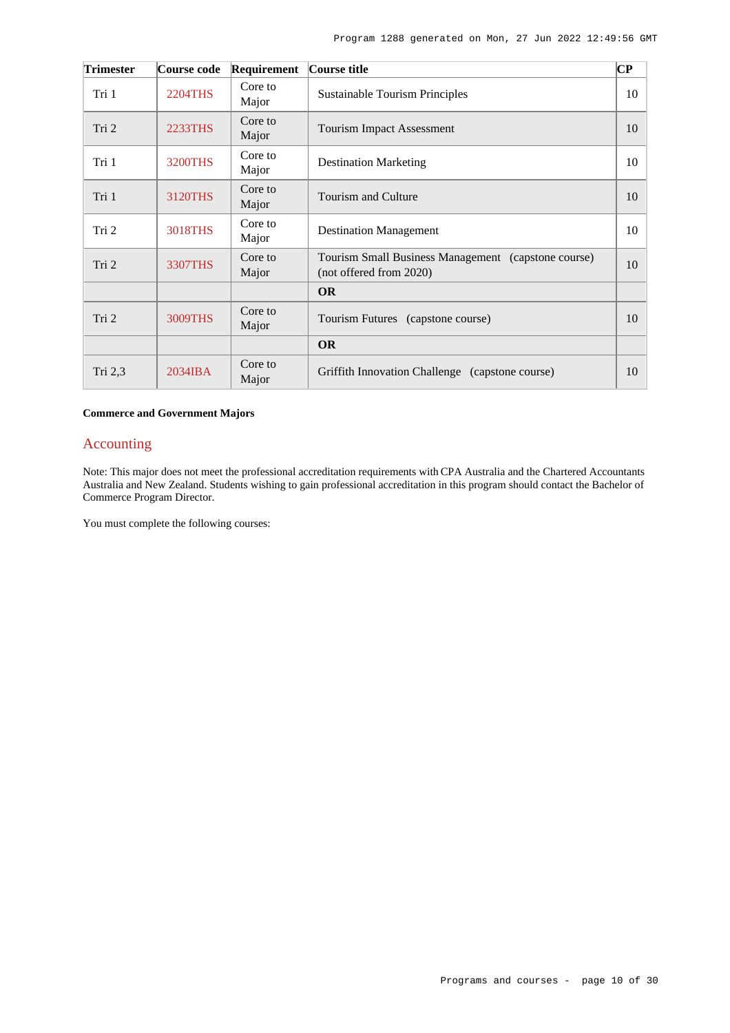| Trimester | Course code | Requirement | Course title | CP |
| --- | --- | --- | --- | --- |
| Tri 1 | 2204THS | Core to Major | Sustainable Tourism Principles | 10 |
| Tri 2 | 2233THS | Core to Major | Tourism Impact Assessment | 10 |
| Tri 1 | 3200THS | Core to Major | Destination Marketing | 10 |
| Tri 1 | 3120THS | Core to Major | Tourism and Culture | 10 |
| Tri 2 | 3018THS | Core to Major | Destination Management | 10 |
| Tri 2 | 3307THS | Core to Major | Tourism Small Business Management (capstone course) (not offered from 2020) | 10 |
| | | | **OR** | |
| Tri 2 | 3009THS | Core to Major | Tourism Futures (capstone course) | 10 |
| | | | **OR** | |
| Tri 2,3 | 2034IBA | Core to Major | Griffith Innovation Challenge (capstone course) | 10 |

**Commerce and Government Majors**

## Accounting

Note: This major does not meet the professional accreditation requirements with CPA Australia and the Chartered Accountants Australia and New Zealand. Students wishing to gain professional accreditation in this program should contact the Bachelor of Commerce Program Director.

You must complete the following courses: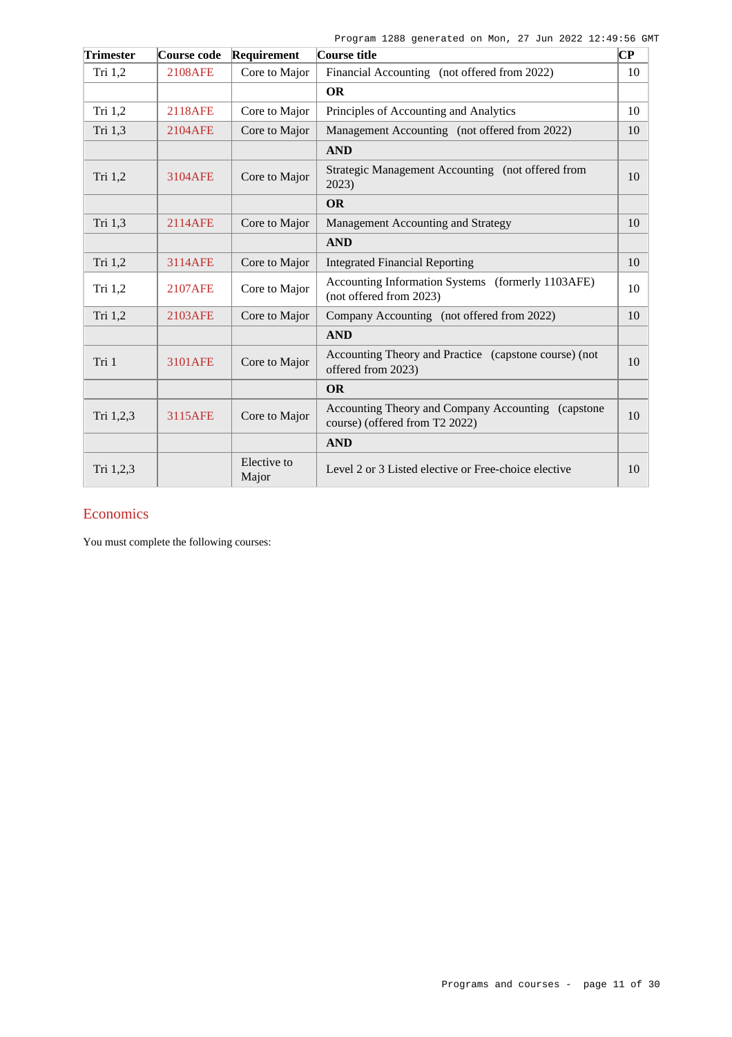| Trimester | Course code | Requirement | Course title | CP |
|---|---|---|---|---|
| Tri 1,2 | 2108AFE | Core to Major | Financial Accounting (not offered from 2022) | 10 |
| | | | **OR** | |
| Tri 1,2 | 2118AFE | Core to Major | Principles of Accounting and Analytics | 10 |
| Tri 1,3 | 2104AFE | Core to Major | Management Accounting (not offered from 2022) | 10 |
| | | | **AND** | |
| Tri 1,2 | 3104AFE | Core to Major | Strategic Management Accounting (not offered from 2023) | 10 |
| | | | **OR** | |
| Tri 1,3 | 2114AFE | Core to Major | Management Accounting and Strategy | 10 |
| | | | **AND** | |
| Tri 1,2 | 3114AFE | Core to Major | Integrated Financial Reporting | 10 |
| Tri 1,2 | 2107AFE | Core to Major | Accounting Information Systems (formerly 1103AFE) (not offered from 2023) | 10 |
| Tri 1,2 | 2103AFE | Core to Major | Company Accounting (not offered from 2022) | 10 |
| | | | **AND** | |
| Tri 1 | 3101AFE | Core to Major | Accounting Theory and Practice (capstone course) (not offered from 2023) | 10 |
| | | | **OR** | |
| Tri 1,2,3 | 3115AFE | Core to Major | Accounting Theory and Company Accounting (capstone course) (offered from T2 2022) | 10 |
| | | | **AND** | |
| Tri 1,2,3 | | Elective to Major | Level 2 or 3 Listed elective or Free-choice elective | 10 |

## Economics

You must complete the following courses: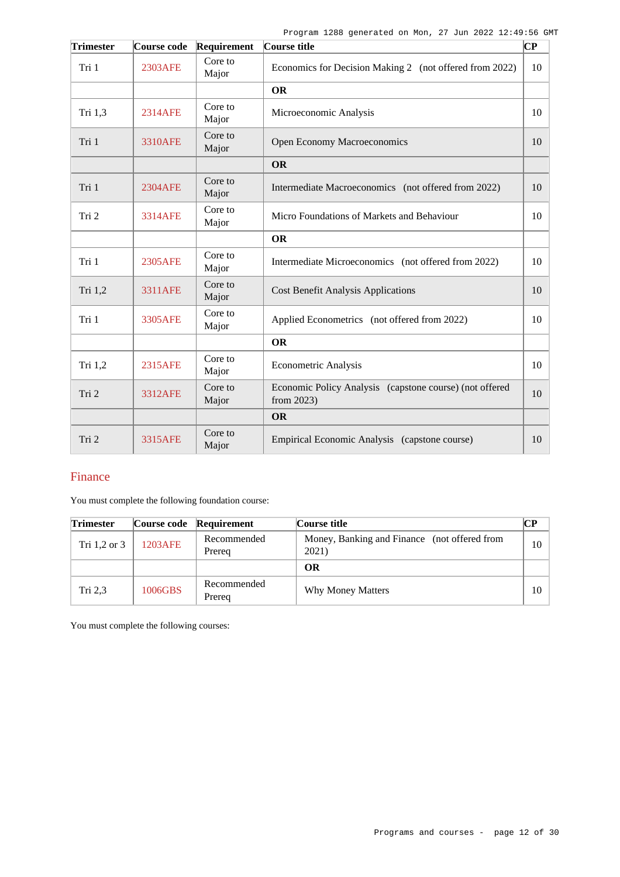| Trimester | Course code | Requirement | Course title | CP |
| --- | --- | --- | --- | --- |
| Tri 1 | 2303AFE | Core to Major | Economics for Decision Making 2 (not offered from 2022) | 10 |
| | | | **OR** | |
| Tri 1,3 | 2314AFE | Core to Major | Microeconomic Analysis | 10 |
| Tri 1 | 3310AFE | Core to Major | Open Economy Macroeconomics | 10 |
| | | | **OR** | |
| Tri 1 | 2304AFE | Core to Major | Intermediate Macroeconomics (not offered from 2022) | 10 |
| Tri 2 | 3314AFE | Core to Major | Micro Foundations of Markets and Behaviour | 10 |
| | | | **OR** | |
| Tri 1 | 2305AFE | Core to Major | Intermediate Microeconomics (not offered from 2022) | 10 |
| Tri 1,2 | 3311AFE | Core to Major | Cost Benefit Analysis Applications | 10 |
| Tri 1 | 3305AFE | Core to Major | Applied Econometrics (not offered from 2022) | 10 |
| | | | **OR** | |
| Tri 1,2 | 2315AFE | Core to Major | Econometric Analysis | 10 |
| Tri 2 | 3312AFE | Core to Major | Economic Policy Analysis (capstone course) (not offered from 2023) | 10 |
| | | | **OR** | |
| Tri 2 | 3315AFE | Core to Major | Empirical Economic Analysis (capstone course) | 10 |

## Finance

You must complete the following foundation course:

| Trimester | Course code | Requirement | Course title | CP |
| --- | --- | --- | --- | --- |
| Tri 1,2 or 3 | 1203AFE | Recommended Prereq | Money, Banking and Finance (not offered from 2021) | 10 |
| | | | **OR** | |
| Tri 2,3 | 1006GBS | Recommended Prereq | Why Money Matters | 10 |

You must complete the following courses: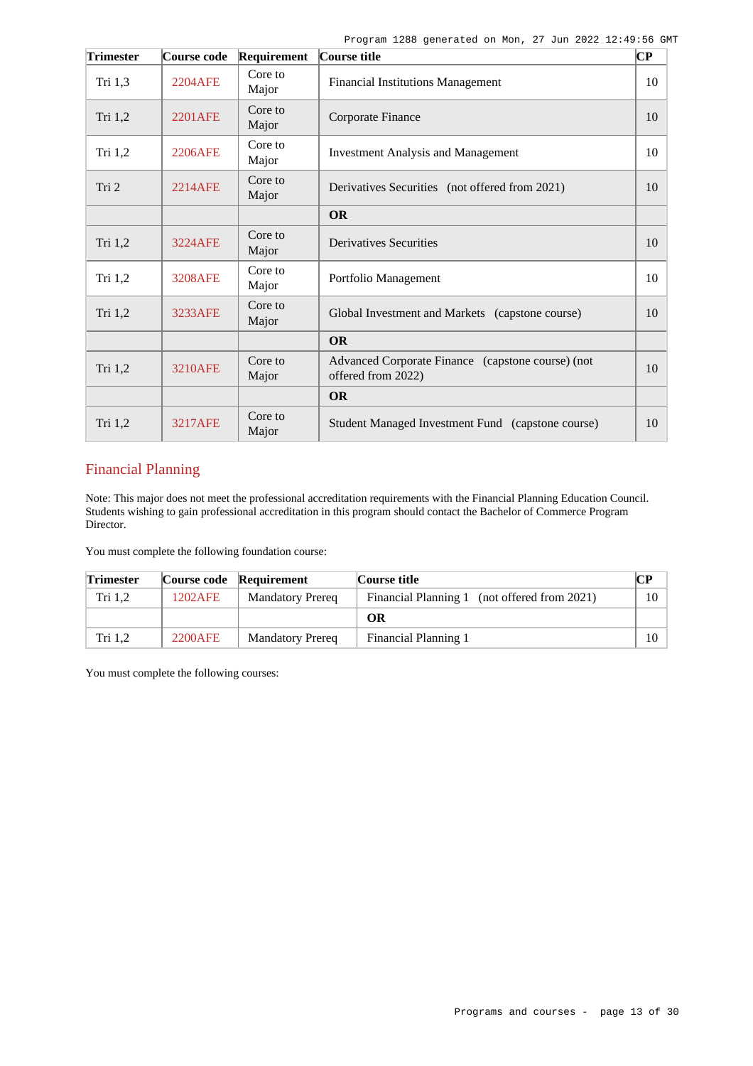| Trimester | Course code | Requirement | Course title | CP |
|---|---|---|---|---|
| Tri 1,3 | 2204AFE | Core to Major | Financial Institutions Management | 10 |
| Tri 1,2 | 2201AFE | Core to Major | Corporate Finance | 10 |
| Tri 1,2 | 2206AFE | Core to Major | Investment Analysis and Management | 10 |
| Tri 2 | 2214AFE | Core to Major | Derivatives Securities (not offered from 2021) | 10 |
| | | | **OR** | |
| Tri 1,2 | 3224AFE | Core to Major | Derivatives Securities | 10 |
| Tri 1,2 | 3208AFE | Core to Major | Portfolio Management | 10 |
| Tri 1,2 | 3233AFE | Core to Major | Global Investment and Markets (capstone course) | 10 |
| | | | **OR** | |
| Tri 1,2 | 3210AFE | Core to Major | Advanced Corporate Finance (capstone course) (not offered from 2022) | 10 |
| | | | **OR** | |
| Tri 1,2 | 3217AFE | Core to Major | Student Managed Investment Fund (capstone course) | 10 |

## Financial Planning

Note: This major does not meet the professional accreditation requirements with the Financial Planning Education Council. Students wishing to gain professional accreditation in this program should contact the Bachelor of Commerce Program Director.

You must complete the following foundation course:

| Trimester | Course code | Requirement | Course title | CP |
|---|---|---|---|---|
| Tri 1,2 | 1202AFE | Mandatory Prereq | Financial Planning 1 (not offered from 2021) | 10 |
| | | | **OR** | |
| Tri 1,2 | 2200AFE | Mandatory Prereq | Financial Planning 1 | 10 |

You must complete the following courses: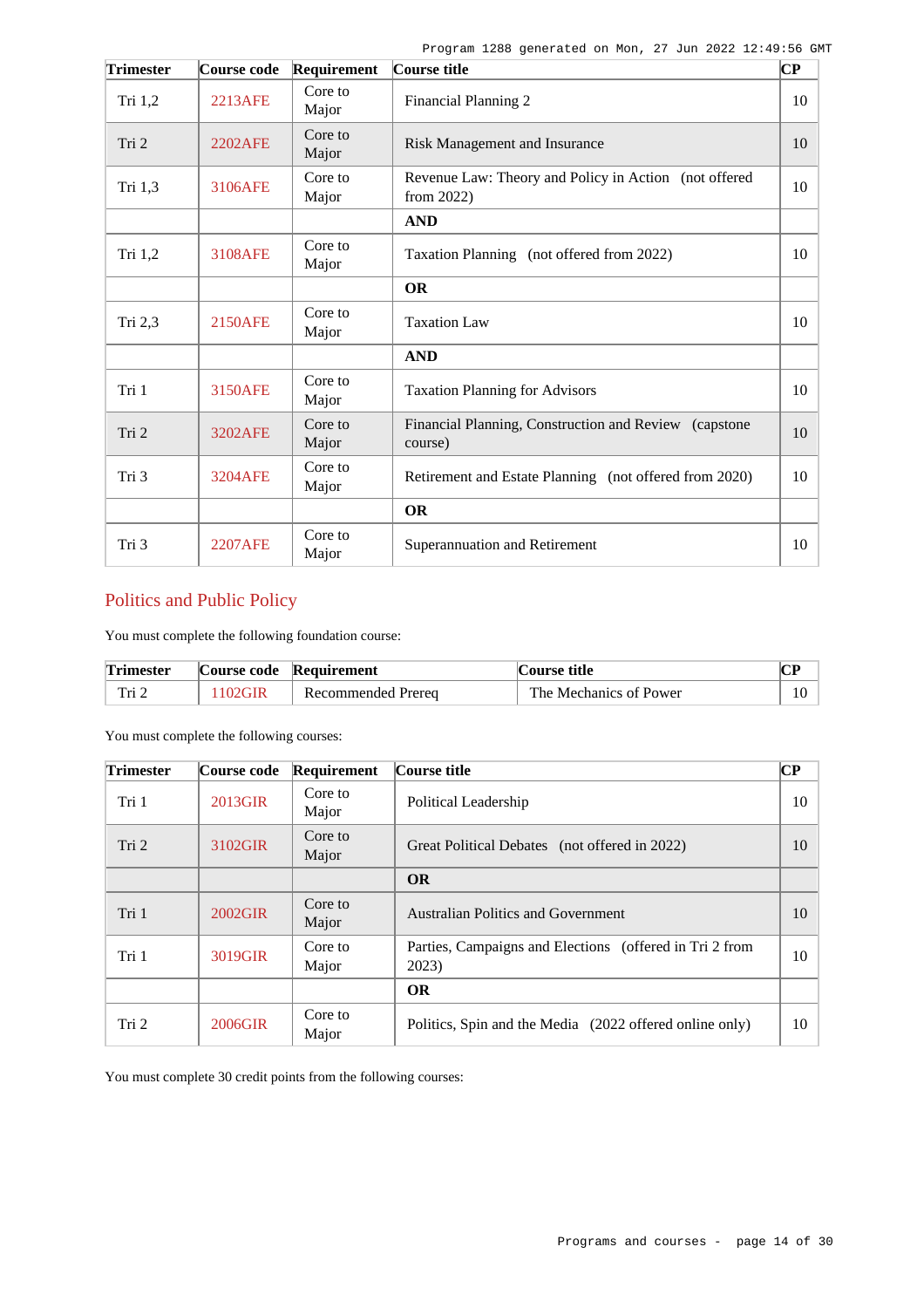| Trimester | Course code | Requirement | Course title | CP |
|---|---|---|---|---|
| Tri 1,2 | 2213AFE | Core to Major | Financial Planning 2 | 10 |
| Tri 2 | 2202AFE | Core to Major | Risk Management and Insurance | 10 |
| Tri 1,3 | 3106AFE | Core to Major | Revenue Law: Theory and Policy in Action (not offered from 2022) | 10 |
| | | | **AND** | |
| Tri 1,2 | 3108AFE | Core to Major | Taxation Planning (not offered from 2022) | 10 |
| | | | **OR** | |
| Tri 2,3 | 2150AFE | Core to Major | Taxation Law | 10 |
| | | | **AND** | |
| Tri 1 | 3150AFE | Core to Major | Taxation Planning for Advisors | 10 |
| Tri 2 | 3202AFE | Core to Major | Financial Planning, Construction and Review (capstone course) | 10 |
| Tri 3 | 3204AFE | Core to Major | Retirement and Estate Planning (not offered from 2020) | 10 |
| | | | **OR** | |
| Tri 3 | 2207AFE | Core to Major | Superannuation and Retirement | 10 |

## Politics and Public Policy

You must complete the following foundation course:

| Trimester | Course code | Requirement | Course title | CP |
|---|---|---|---|---|
| Tri 2 | 1102GIR | Recommended Prereq | The Mechanics of Power | 10 |

You must complete the following courses:

| Trimester | Course code | Requirement | Course title | CP |
|---|---|---|---|---|
| Tri 1 | 2013GIR | Core to Major | Political Leadership | 10 |
| Tri 2 | 3102GIR | Core to Major | Great Political Debates (not offered in 2022) | 10 |
| | | | **OR** | |
| Tri 1 | 2002GIR | Core to Major | Australian Politics and Government | 10 |
| Tri 1 | 3019GIR | Core to Major | Parties, Campaigns and Elections (offered in Tri 2 from 2023) | 10 |
| | | | **OR** | |
| Tri 2 | 2006GIR | Core to Major | Politics, Spin and the Media (2022 offered online only) | 10 |

You must complete 30 credit points from the following courses: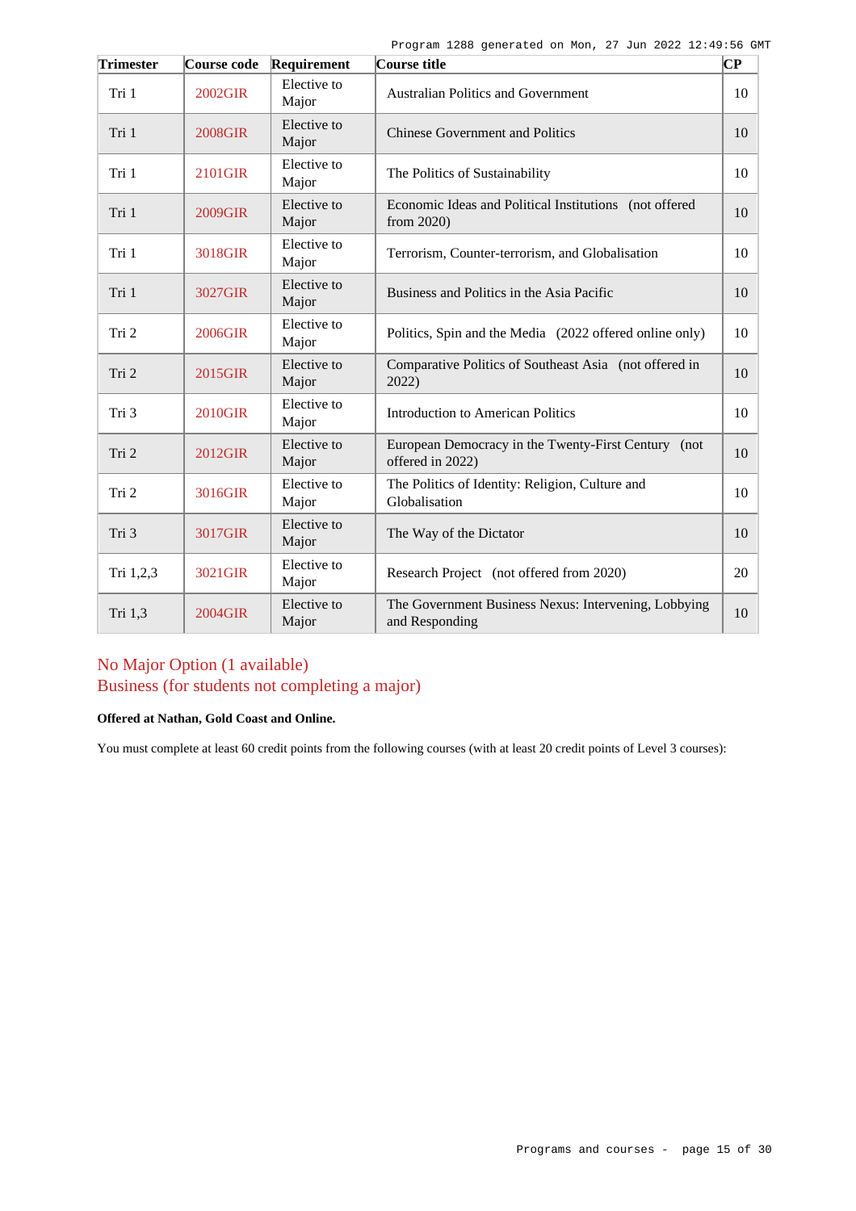| Trimester | Course code | Requirement | Course title | CP |
|---|---|---|---|---|
| Tri 1 | 2002GIR | Elective to Major | Australian Politics and Government | 10 |
| Tri 1 | 2008GIR | Elective to Major | Chinese Government and Politics | 10 |
| Tri 1 | 2101GIR | Elective to Major | The Politics of Sustainability | 10 |
| Tri 1 | 2009GIR | Elective to Major | Economic Ideas and Political Institutions (not offered from 2020) | 10 |
| Tri 1 | 3018GIR | Elective to Major | Terrorism, Counter-terrorism, and Globalisation | 10 |
| Tri 1 | 3027GIR | Elective to Major | Business and Politics in the Asia Pacific | 10 |
| Tri 2 | 2006GIR | Elective to Major | Politics, Spin and the Media (2022 offered online only) | 10 |
| Tri 2 | 2015GIR | Elective to Major | Comparative Politics of Southeast Asia (not offered in 2022) | 10 |
| Tri 3 | 2010GIR | Elective to Major | Introduction to American Politics | 10 |
| Tri 2 | 2012GIR | Elective to Major | European Democracy in the Twenty-First Century (not offered in 2022) | 10 |
| Tri 2 | 3016GIR | Elective to Major | The Politics of Identity: Religion, Culture and Globalisation | 10 |
| Tri 3 | 3017GIR | Elective to Major | The Way of the Dictator | 10 |
| Tri 1,2,3 | 3021GIR | Elective to Major | Research Project (not offered from 2020) | 20 |
| Tri 1,3 | 2004GIR | Elective to Major | The Government Business Nexus: Intervening, Lobbying and Responding | 10 |

## No Major Option (1 available)
## Business (for students not completing a major)

**Offered at Nathan, Gold Coast and Online.**

You must complete at least 60 credit points from the following courses (with at least 20 credit points of Level 3 courses):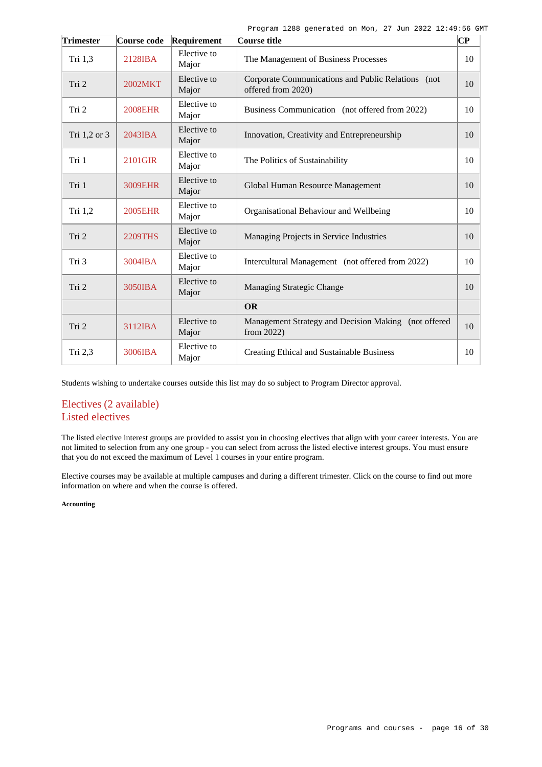| Trimester | Course code | Requirement | Course title | CP |
| --- | --- | --- | --- | --- |
| Tri 1,3 | 2128IBA | Elective to Major | The Management of Business Processes | 10 |
| Tri 2 | 2002MKT | Elective to Major | Corporate Communications and Public Relations (not offered from 2020) | 10 |
| Tri 2 | 2008EHR | Elective to Major | Business Communication (not offered from 2022) | 10 |
| Tri 1,2 or 3 | 2043IBA | Elective to Major | Innovation, Creativity and Entrepreneurship | 10 |
| Tri 1 | 2101GIR | Elective to Major | The Politics of Sustainability | 10 |
| Tri 1 | 3009EHR | Elective to Major | Global Human Resource Management | 10 |
| Tri 1,2 | 2005EHR | Elective to Major | Organisational Behaviour and Wellbeing | 10 |
| Tri 2 | 2209THS | Elective to Major | Managing Projects in Service Industries | 10 |
| Tri 3 | 3004IBA | Elective to Major | Intercultural Management (not offered from 2022) | 10 |
| Tri 2 | 3050IBA | Elective to Major | Managing Strategic Change | 10 |
| | | | **OR** | |
| Tri 2 | 3112IBA | Elective to Major | Management Strategy and Decision Making (not offered from 2022) | 10 |
| Tri 2,3 | 3006IBA | Elective to Major | Creating Ethical and Sustainable Business | 10 |

Students wishing to undertake courses outside this list may do so subject to Program Director approval.

## Electives (2 available)
## Listed electives

The listed elective interest groups are provided to assist you in choosing electives that align with your career interests. You are not limited to selection from any one group - you can select from across the listed elective interest groups. You must ensure that you do not exceed the maximum of Level 1 courses in your entire program.

Elective courses may be available at multiple campuses and during a different trimester. Click on the course to find out more information on where and when the course is offered.

**Accounting**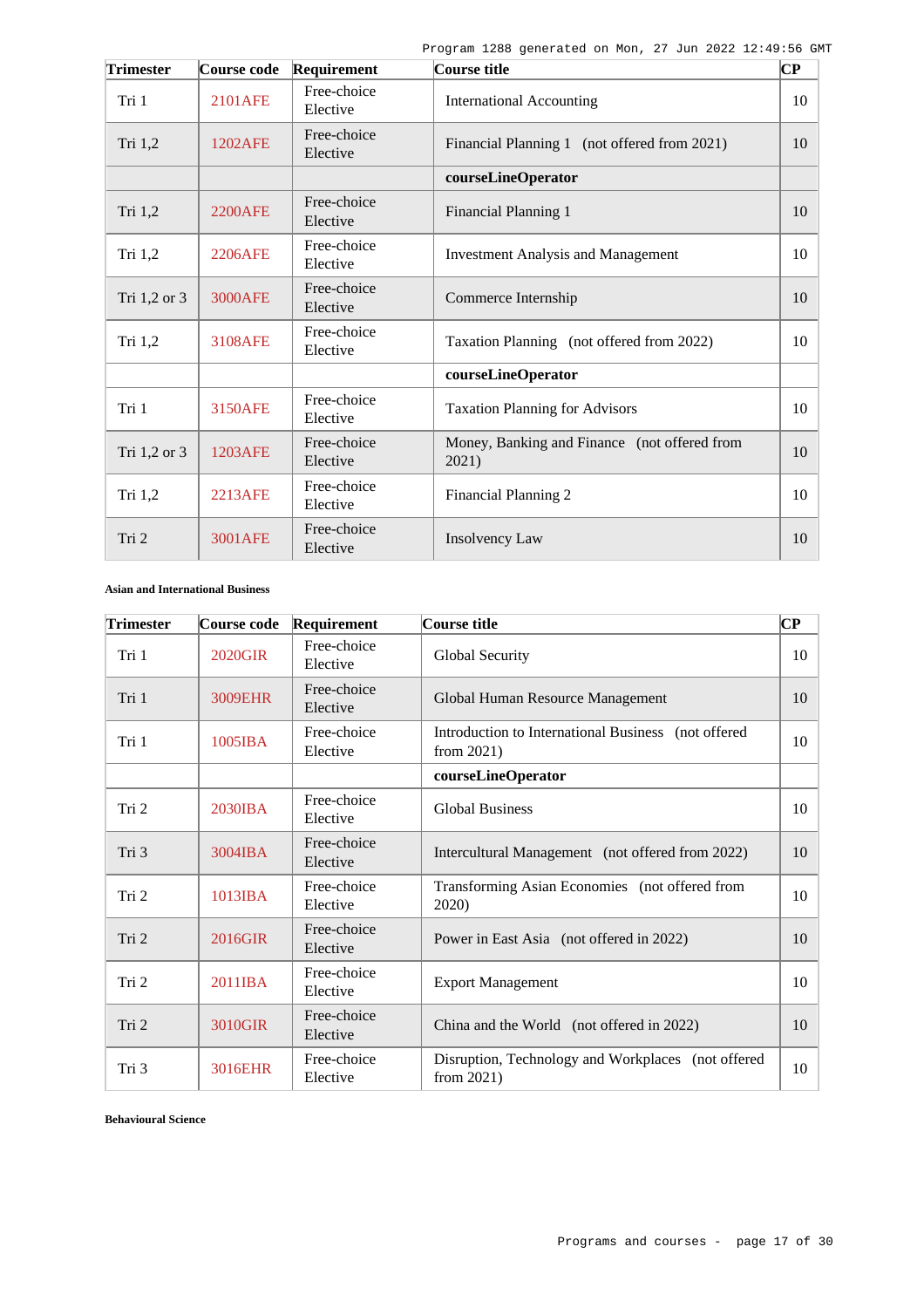| Trimester | Course code | Requirement | Course title | CP |
|---|---|---|---|---|
| Tri 1 | 2101AFE | Free-choice Elective | International Accounting | 10 |
| Tri 1,2 | 1202AFE | Free-choice Elective | Financial Planning 1 (not offered from 2021) | 10 |
| | | | **courseLineOperator** | |
| Tri 1,2 | 2200AFE | Free-choice Elective | Financial Planning 1 | 10 |
| Tri 1,2 | 2206AFE | Free-choice Elective | Investment Analysis and Management | 10 |
| Tri 1,2 or 3 | 3000AFE | Free-choice Elective | Commerce Internship | 10 |
| Tri 1,2 | 3108AFE | Free-choice Elective | Taxation Planning (not offered from 2022) | 10 |
| | | | **courseLineOperator** | |
| Tri 1 | 3150AFE | Free-choice Elective | Taxation Planning for Advisors | 10 |
| Tri 1,2 or 3 | 1203AFE | Free-choice Elective | Money, Banking and Finance (not offered from 2021) | 10 |
| Tri 1,2 | 2213AFE | Free-choice Elective | Financial Planning 2 | 10 |
| Tri 2 | 3001AFE | Free-choice Elective | Insolvency Law | 10 |

#### Asian and International Business

| Trimester | Course code | Requirement | Course title | CP |
|---|---|---|---|---|
| Tri 1 | 2020GIR | Free-choice Elective | Global Security | 10 |
| Tri 1 | 3009EHR | Free-choice Elective | Global Human Resource Management | 10 |
| Tri 1 | 1005IBA | Free-choice Elective | Introduction to International Business (not offered from 2021) | 10 |
| | | | **courseLineOperator** | |
| Tri 2 | 2030IBA | Free-choice Elective | Global Business | 10 |
| Tri 3 | 3004IBA | Free-choice Elective | Intercultural Management (not offered from 2022) | 10 |
| Tri 2 | 1013IBA | Free-choice Elective | Transforming Asian Economies (not offered from 2020) | 10 |
| Tri 2 | 2016GIR | Free-choice Elective | Power in East Asia (not offered in 2022) | 10 |
| Tri 2 | 2011IBA | Free-choice Elective | Export Management | 10 |
| Tri 2 | 3010GIR | Free-choice Elective | China and the World (not offered in 2022) | 10 |
| Tri 3 | 3016EHR | Free-choice Elective | Disruption, Technology and Workplaces (not offered from 2021) | 10 |

#### Behavioural Science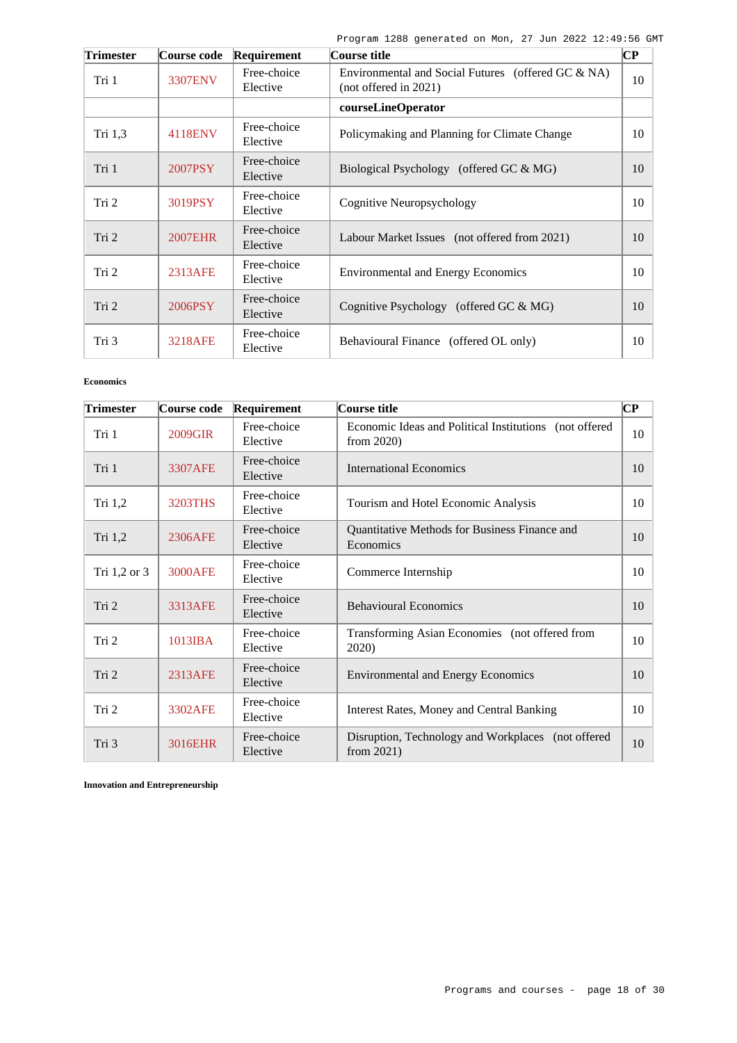| Trimester | Course code | Requirement | Course title | CP |
|---|---|---|---|---|
| Tri 1 | 3307ENV | Free-choice Elective | Environmental and Social Futures (offered GC & NA) (not offered in 2021) | 10 |
| | | | **courseLineOperator** | |
| Tri 1,3 | 4118ENV | Free-choice Elective | Policymaking and Planning for Climate Change | 10 |
| Tri 1 | 2007PSY | Free-choice Elective | Biological Psychology (offered GC & MG) | 10 |
| Tri 2 | 3019PSY | Free-choice Elective | Cognitive Neuropsychology | 10 |
| Tri 2 | 2007EHR | Free-choice Elective | Labour Market Issues (not offered from 2021) | 10 |
| Tri 2 | 2313AFE | Free-choice Elective | Environmental and Energy Economics | 10 |
| Tri 2 | 2006PSY | Free-choice Elective | Cognitive Psychology (offered GC & MG) | 10 |
| Tri 3 | 3218AFE | Free-choice Elective | Behavioural Finance (offered OL only) | 10 |

**Economics**

| Trimester | Course code | Requirement | Course title | CP |
|---|---|---|---|---|
| Tri 1 | 2009GIR | Free-choice Elective | Economic Ideas and Political Institutions (not offered from 2020) | 10 |
| Tri 1 | 3307AFE | Free-choice Elective | International Economics | 10 |
| Tri 1,2 | 3203THS | Free-choice Elective | Tourism and Hotel Economic Analysis | 10 |
| Tri 1,2 | 2306AFE | Free-choice Elective | Quantitative Methods for Business Finance and Economics | 10 |
| Tri 1,2 or 3 | 3000AFE | Free-choice Elective | Commerce Internship | 10 |
| Tri 2 | 3313AFE | Free-choice Elective | Behavioural Economics | 10 |
| Tri 2 | 1013IBA | Free-choice Elective | Transforming Asian Economies (not offered from 2020) | 10 |
| Tri 2 | 2313AFE | Free-choice Elective | Environmental and Energy Economics | 10 |
| Tri 2 | 3302AFE | Free-choice Elective | Interest Rates, Money and Central Banking | 10 |
| Tri 3 | 3016EHR | Free-choice Elective | Disruption, Technology and Workplaces (not offered from 2021) | 10 |

**Innovation and Entrepreneurship**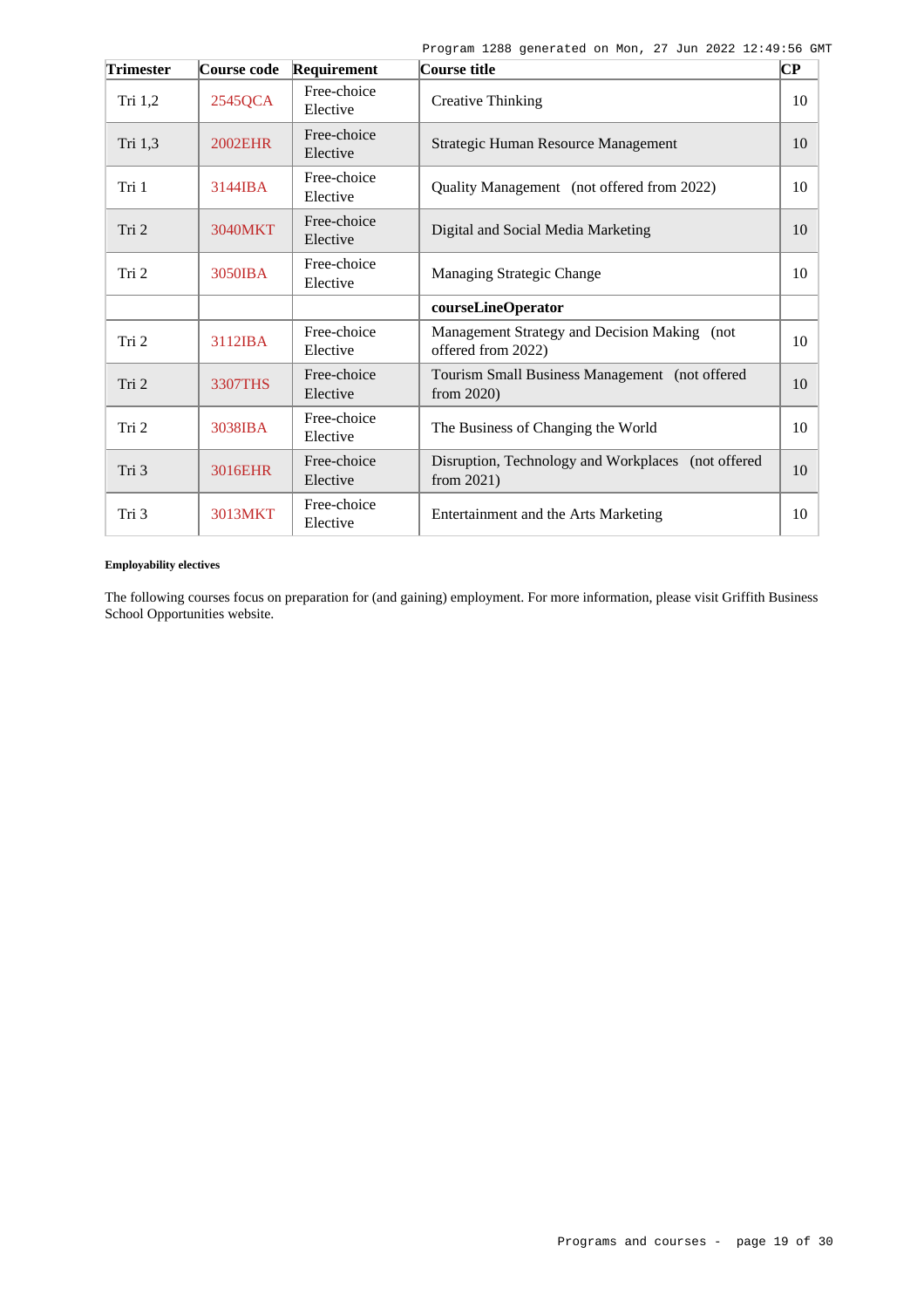| Trimester | Course code | Requirement | Course title | CP |
|---|---|---|---|---|
| Tri 1,2 | 2545QCA | Free-choice Elective | Creative Thinking | 10 |
| Tri 1,3 | 2002EHR | Free-choice Elective | Strategic Human Resource Management | 10 |
| Tri 1 | 3144IBA | Free-choice Elective | Quality Management (not offered from 2022) | 10 |
| Tri 2 | 3040MKT | Free-choice Elective | Digital and Social Media Marketing | 10 |
| Tri 2 | 3050IBA | Free-choice Elective | Managing Strategic Change | 10 |
| | | | **courseLineOperator** | |
| Tri 2 | 3112IBA | Free-choice Elective | Management Strategy and Decision Making (not offered from 2022) | 10 |
| Tri 2 | 3307THS | Free-choice Elective | Tourism Small Business Management (not offered from 2020) | 10 |
| Tri 2 | 3038IBA | Free-choice Elective | The Business of Changing the World | 10 |
| Tri 3 | 3016EHR | Free-choice Elective | Disruption, Technology and Workplaces (not offered from 2021) | 10 |
| Tri 3 | 3013MKT | Free-choice Elective | Entertainment and the Arts Marketing | 10 |

**Employability electives**

The following courses focus on preparation for (and gaining) employment. For more information, please visit Griffith Business School Opportunities website.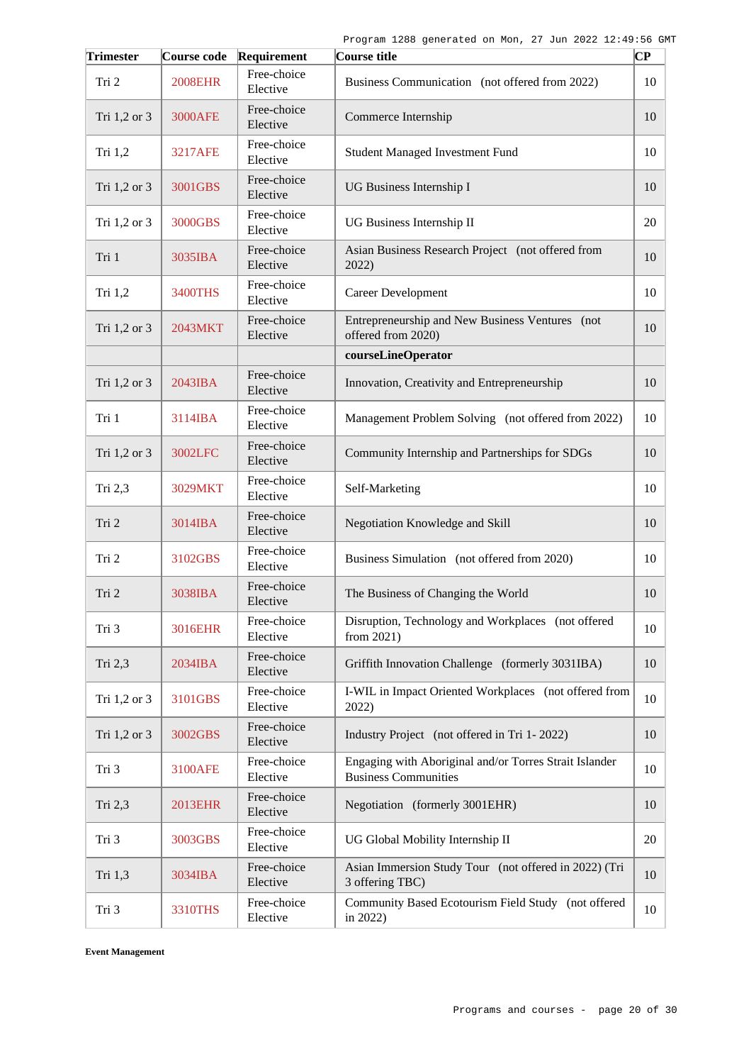| Trimester | Course code | Requirement | Course title | CP |
|---|---|---|---|---|
| Tri 2 | 2008EHR | Free-choice Elective | Business Communication (not offered from 2022) | 10 |
| Tri 1,2 or 3 | 3000AFE | Free-choice Elective | Commerce Internship | 10 |
| Tri 1,2 | 3217AFE | Free-choice Elective | Student Managed Investment Fund | 10 |
| Tri 1,2 or 3 | 3001GBS | Free-choice Elective | UG Business Internship I | 10 |
| Tri 1,2 or 3 | 3000GBS | Free-choice Elective | UG Business Internship II | 20 |
| Tri 1 | 3035IBA | Free-choice Elective | Asian Business Research Project (not offered from 2022) | 10 |
| Tri 1,2 | 3400THS | Free-choice Elective | Career Development | 10 |
| Tri 1,2 or 3 | 2043MKT | Free-choice Elective | Entrepreneurship and New Business Ventures (not offered from 2020) | 10 |
| | | | **courseLineOperator** | |
| Tri 1,2 or 3 | 2043IBA | Free-choice Elective | Innovation, Creativity and Entrepreneurship | 10 |
| Tri 1 | 3114IBA | Free-choice Elective | Management Problem Solving (not offered from 2022) | 10 |
| Tri 1,2 or 3 | 3002LFC | Free-choice Elective | Community Internship and Partnerships for SDGs | 10 |
| Tri 2,3 | 3029MKT | Free-choice Elective | Self-Marketing | 10 |
| Tri 2 | 3014IBA | Free-choice Elective | Negotiation Knowledge and Skill | 10 |
| Tri 2 | 3102GBS | Free-choice Elective | Business Simulation (not offered from 2020) | 10 |
| Tri 2 | 3038IBA | Free-choice Elective | The Business of Changing the World | 10 |
| Tri 3 | 3016EHR | Free-choice Elective | Disruption, Technology and Workplaces (not offered from 2021) | 10 |
| Tri 2,3 | 2034IBA | Free-choice Elective | Griffith Innovation Challenge (formerly 3031IBA) | 10 |
| Tri 1,2 or 3 | 3101GBS | Free-choice Elective | I-WIL in Impact Oriented Workplaces (not offered from 2022) | 10 |
| Tri 1,2 or 3 | 3002GBS | Free-choice Elective | Industry Project (not offered in Tri 1- 2022) | 10 |
| Tri 3 | 3100AFE | Free-choice Elective | Engaging with Aboriginal and/or Torres Strait Islander Business Communities | 10 |
| Tri 2,3 | 2013EHR | Free-choice Elective | Negotiation (formerly 3001EHR) | 10 |
| Tri 3 | 3003GBS | Free-choice Elective | UG Global Mobility Internship II | 20 |
| Tri 1,3 | 3034IBA | Free-choice Elective | Asian Immersion Study Tour (not offered in 2022) (Tri 3 offering TBC) | 10 |
| Tri 3 | 3310THS | Free-choice Elective | Community Based Ecotourism Field Study (not offered in 2022) | 10 |

**Event Management**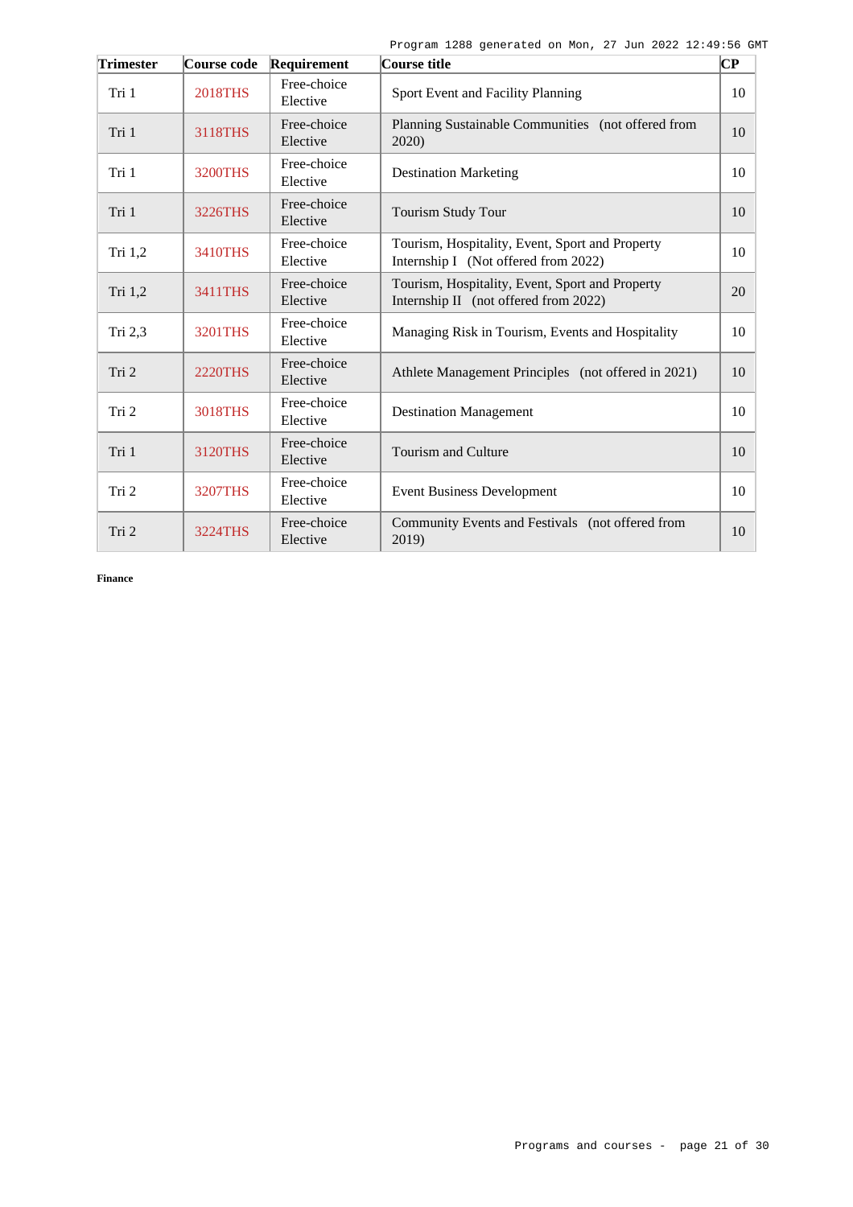| Trimester | Course code | Requirement | Course title | CP |
|---|---|---|---|---|
| Tri 1 | 2018THS | Free-choice Elective | Sport Event and Facility Planning | 10 |
| Tri 1 | 3118THS | Free-choice Elective | Planning Sustainable Communities (not offered from 2020) | 10 |
| Tri 1 | 3200THS | Free-choice Elective | Destination Marketing | 10 |
| Tri 1 | 3226THS | Free-choice Elective | Tourism Study Tour | 10 |
| Tri 1,2 | 3410THS | Free-choice Elective | Tourism, Hospitality, Event, Sport and Property Internship I (Not offered from 2022) | 10 |
| Tri 1,2 | 3411THS | Free-choice Elective | Tourism, Hospitality, Event, Sport and Property Internship II (not offered from 2022) | 20 |
| Tri 2,3 | 3201THS | Free-choice Elective | Managing Risk in Tourism, Events and Hospitality | 10 |
| Tri 2 | 2220THS | Free-choice Elective | Athlete Management Principles (not offered in 2021) | 10 |
| Tri 2 | 3018THS | Free-choice Elective | Destination Management | 10 |
| Tri 1 | 3120THS | Free-choice Elective | Tourism and Culture | 10 |
| Tri 2 | 3207THS | Free-choice Elective | Event Business Development | 10 |
| Tri 2 | 3224THS | Free-choice Elective | Community Events and Festivals (not offered from 2019) | 10 |

**Finance**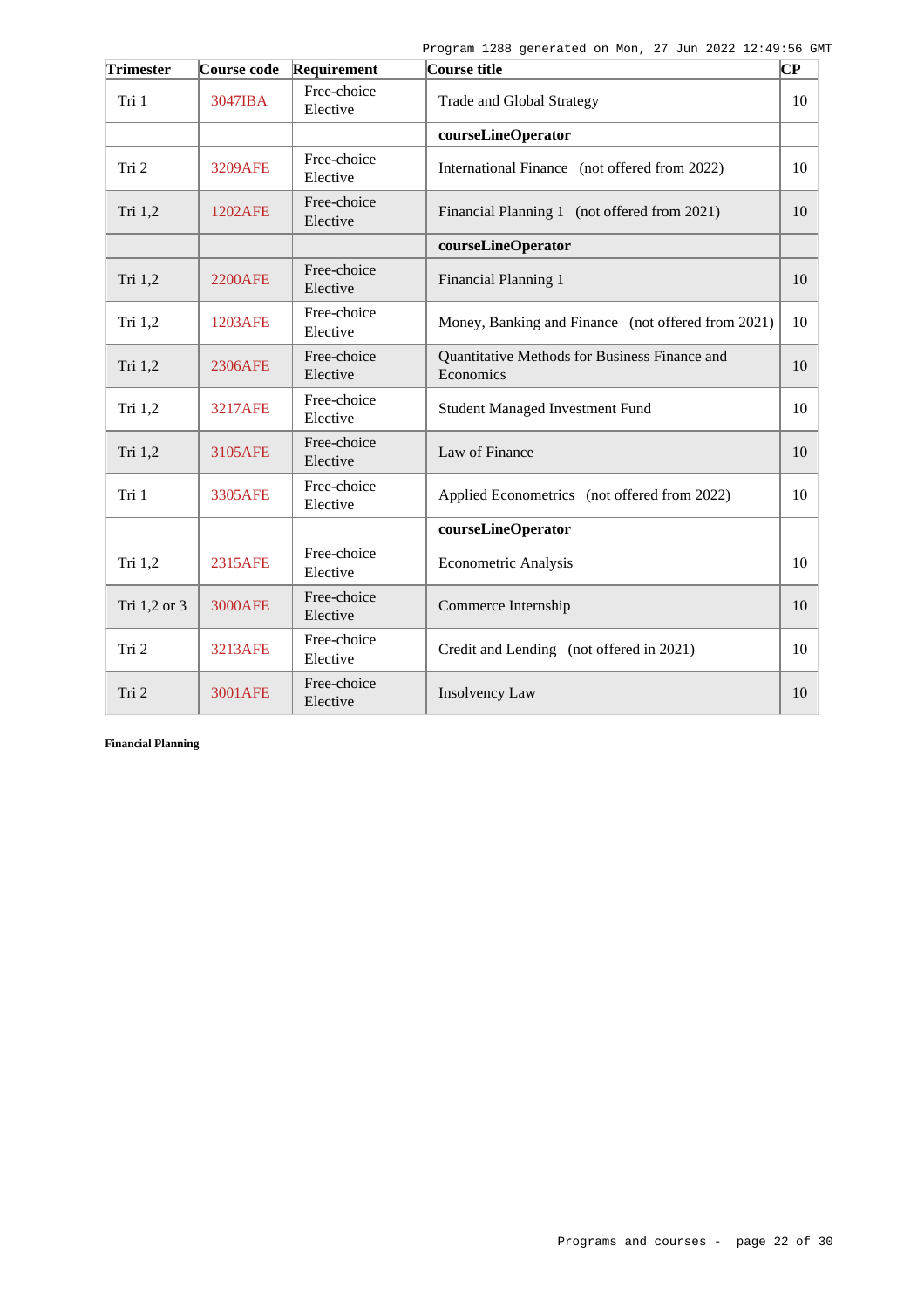| Trimester | Course code | Requirement | Course title | CP |
|---|---|---|---|---|
| Tri 1 | 3047IBA | Free-choice Elective | Trade and Global Strategy | 10 |
| | | | **courseLineOperator** | |
| Tri 2 | 3209AFE | Free-choice Elective | International Finance (not offered from 2022) | 10 |
| Tri 1,2 | 1202AFE | Free-choice Elective | Financial Planning 1 (not offered from 2021) | 10 |
| | | | **courseLineOperator** | |
| Tri 1,2 | 2200AFE | Free-choice Elective | Financial Planning 1 | 10 |
| Tri 1,2 | 1203AFE | Free-choice Elective | Money, Banking and Finance (not offered from 2021) | 10 |
| Tri 1,2 | 2306AFE | Free-choice Elective | Quantitative Methods for Business Finance and Economics | 10 |
| Tri 1,2 | 3217AFE | Free-choice Elective | Student Managed Investment Fund | 10 |
| Tri 1,2 | 3105AFE | Free-choice Elective | Law of Finance | 10 |
| Tri 1 | 3305AFE | Free-choice Elective | Applied Econometrics (not offered from 2022) | 10 |
| | | | **courseLineOperator** | |
| Tri 1,2 | 2315AFE | Free-choice Elective | Econometric Analysis | 10 |
| Tri 1,2 or 3 | 3000AFE | Free-choice Elective | Commerce Internship | 10 |
| Tri 2 | 3213AFE | Free-choice Elective | Credit and Lending (not offered in 2021) | 10 |
| Tri 2 | 3001AFE | Free-choice Elective | Insolvency Law | 10 |

**Financial Planning**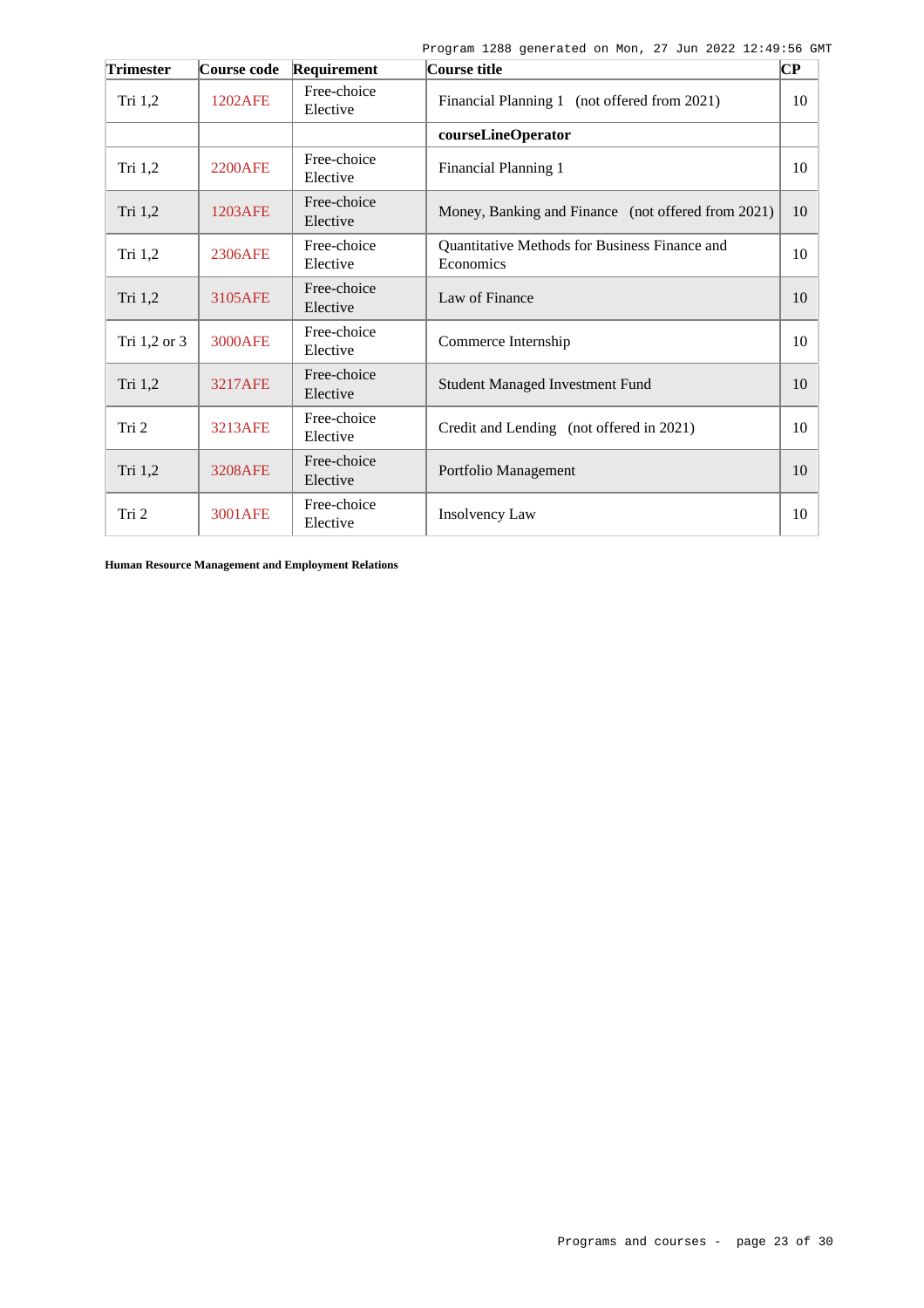| Trimester | Course code | Requirement | Course title | CP |
| --- | --- | --- | --- | --- |
| Tri 1,2 | 1202AFE | Free-choice Elective | Financial Planning 1 (not offered from 2021) | 10 |
| | | | **courseLineOperator** | |
| Tri 1,2 | 2200AFE | Free-choice Elective | Financial Planning 1 | 10 |
| Tri 1,2 | 1203AFE | Free-choice Elective | Money, Banking and Finance (not offered from 2021) | 10 |
| Tri 1,2 | 2306AFE | Free-choice Elective | Quantitative Methods for Business Finance and Economics | 10 |
| Tri 1,2 | 3105AFE | Free-choice Elective | Law of Finance | 10 |
| Tri 1,2 or 3 | 3000AFE | Free-choice Elective | Commerce Internship | 10 |
| Tri 1,2 | 3217AFE | Free-choice Elective | Student Managed Investment Fund | 10 |
| Tri 2 | 3213AFE | Free-choice Elective | Credit and Lending (not offered in 2021) | 10 |
| Tri 1,2 | 3208AFE | Free-choice Elective | Portfolio Management | 10 |
| Tri 2 | 3001AFE | Free-choice Elective | Insolvency Law | 10 |

**Human Resource Management and Employment Relations**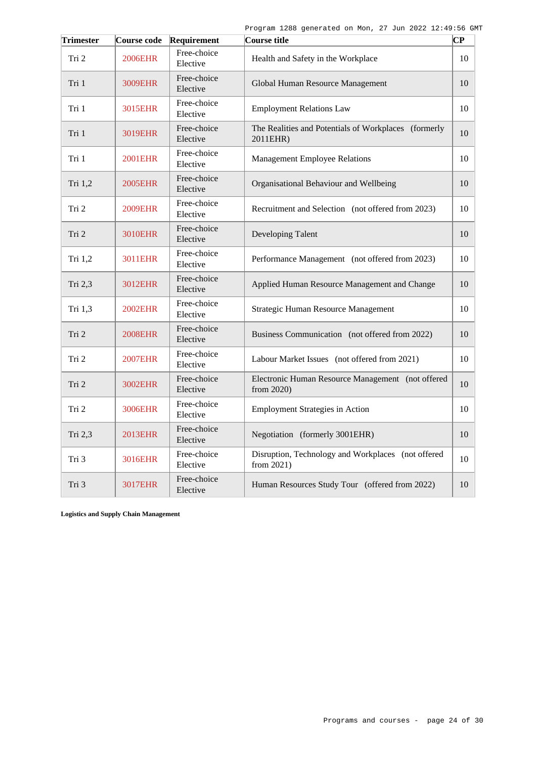| Trimester | Course code | Requirement | Course title | CP |
|---|---|---|---|---|
| Tri 2 | 2006EHR | Free-choice Elective | Health and Safety in the Workplace | 10 |
| Tri 1 | 3009EHR | Free-choice Elective | Global Human Resource Management | 10 |
| Tri 1 | 3015EHR | Free-choice Elective | Employment Relations Law | 10 |
| Tri 1 | 3019EHR | Free-choice Elective | The Realities and Potentials of Workplaces (formerly 2011EHR) | 10 |
| Tri 1 | 2001EHR | Free-choice Elective | Management Employee Relations | 10 |
| Tri 1,2 | 2005EHR | Free-choice Elective | Organisational Behaviour and Wellbeing | 10 |
| Tri 2 | 2009EHR | Free-choice Elective | Recruitment and Selection (not offered from 2023) | 10 |
| Tri 2 | 3010EHR | Free-choice Elective | Developing Talent | 10 |
| Tri 1,2 | 3011EHR | Free-choice Elective | Performance Management (not offered from 2023) | 10 |
| Tri 2,3 | 3012EHR | Free-choice Elective | Applied Human Resource Management and Change | 10 |
| Tri 1,3 | 2002EHR | Free-choice Elective | Strategic Human Resource Management | 10 |
| Tri 2 | 2008EHR | Free-choice Elective | Business Communication (not offered from 2022) | 10 |
| Tri 2 | 2007EHR | Free-choice Elective | Labour Market Issues (not offered from 2021) | 10 |
| Tri 2 | 3002EHR | Free-choice Elective | Electronic Human Resource Management (not offered from 2020) | 10 |
| Tri 2 | 3006EHR | Free-choice Elective | Employment Strategies in Action | 10 |
| Tri 2,3 | 2013EHR | Free-choice Elective | Negotiation (formerly 3001EHR) | 10 |
| Tri 3 | 3016EHR | Free-choice Elective | Disruption, Technology and Workplaces (not offered from 2021) | 10 |
| Tri 3 | 3017EHR | Free-choice Elective | Human Resources Study Tour (offered from 2022) | 10 |

**Logistics and Supply Chain Management**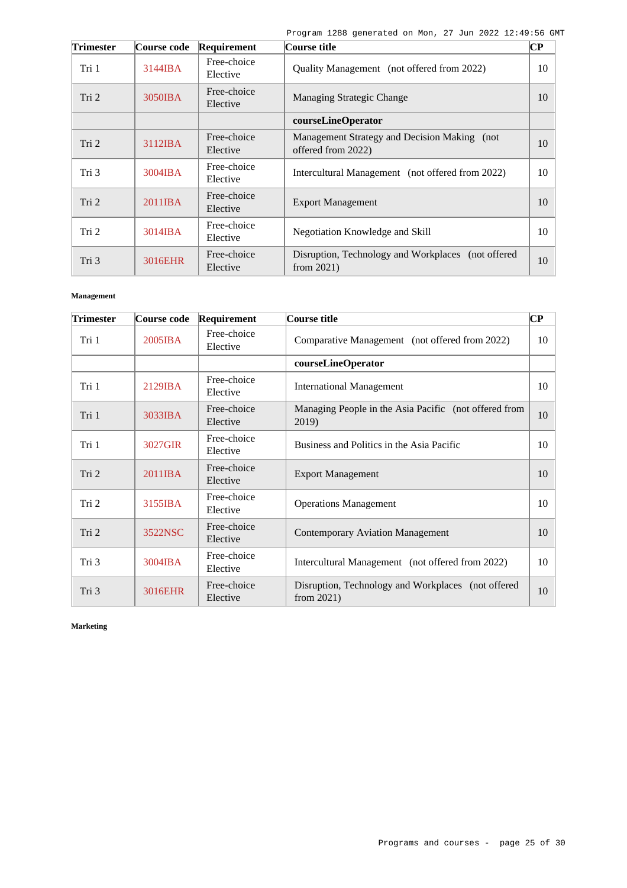| Trimester | Course code | Requirement | Course title | CP |
| --- | --- | --- | --- | --- |
| Tri 1 | 3144IBA | Free-choice Elective | Quality Management (not offered from 2022) | 10 |
| Tri 2 | 3050IBA | Free-choice Elective | Managing Strategic Change | 10 |
| | | | **courseLineOperator** | |
| Tri 2 | 3112IBA | Free-choice Elective | Management Strategy and Decision Making (not offered from 2022) | 10 |
| Tri 3 | 3004IBA | Free-choice Elective | Intercultural Management (not offered from 2022) | 10 |
| Tri 2 | 2011IBA | Free-choice Elective | Export Management | 10 |
| Tri 2 | 3014IBA | Free-choice Elective | Negotiation Knowledge and Skill | 10 |
| Tri 3 | 3016EHR | Free-choice Elective | Disruption, Technology and Workplaces (not offered from 2021) | 10 |

**Management**

| Trimester | Course code | Requirement | Course title | CP |
| --- | --- | --- | --- | --- |
| Tri 1 | 2005IBA | Free-choice Elective | Comparative Management (not offered from 2022) | 10 |
| | | | **courseLineOperator** | |
| Tri 1 | 2129IBA | Free-choice Elective | International Management | 10 |
| Tri 1 | 3033IBA | Free-choice Elective | Managing People in the Asia Pacific (not offered from 2019) | 10 |
| Tri 1 | 3027GIR | Free-choice Elective | Business and Politics in the Asia Pacific | 10 |
| Tri 2 | 2011IBA | Free-choice Elective | Export Management | 10 |
| Tri 2 | 3155IBA | Free-choice Elective | Operations Management | 10 |
| Tri 2 | 3522NSC | Free-choice Elective | Contemporary Aviation Management | 10 |
| Tri 3 | 3004IBA | Free-choice Elective | Intercultural Management (not offered from 2022) | 10 |
| Tri 3 | 3016EHR | Free-choice Elective | Disruption, Technology and Workplaces (not offered from 2021) | 10 |

**Marketing**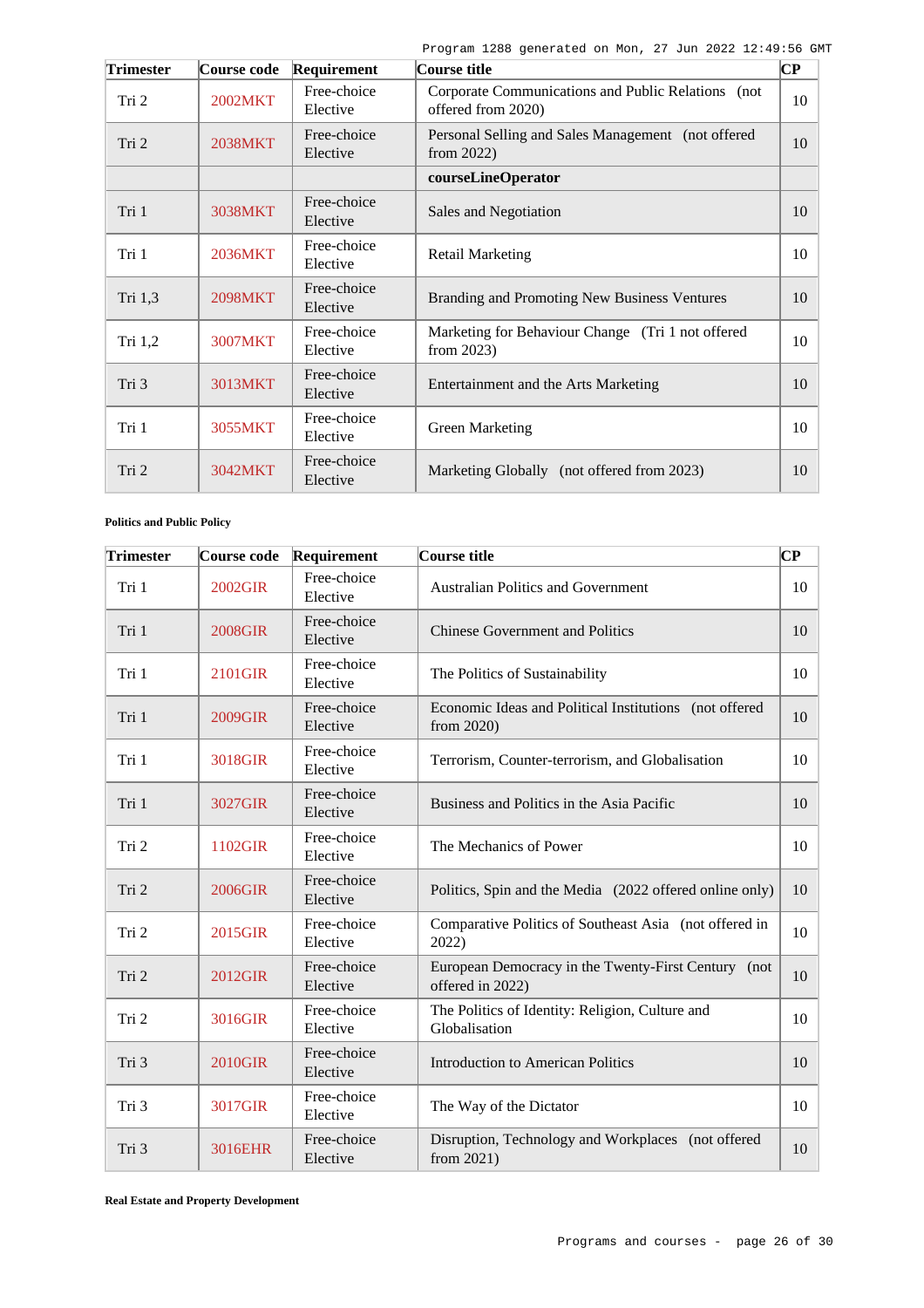| Trimester | Course code | Requirement | Course title | CP |
|---|---|---|---|---|
| Tri 2 | 2002MKT | Free-choice Elective | Corporate Communications and Public Relations (not offered from 2020) | 10 |
| Tri 2 | 2038MKT | Free-choice Elective | Personal Selling and Sales Management (not offered from 2022) | 10 |
| | | | **courseLineOperator** | |
| Tri 1 | 3038MKT | Free-choice Elective | Sales and Negotiation | 10 |
| Tri 1 | 2036MKT | Free-choice Elective | Retail Marketing | 10 |
| Tri 1,3 | 2098MKT | Free-choice Elective | Branding and Promoting New Business Ventures | 10 |
| Tri 1,2 | 3007MKT | Free-choice Elective | Marketing for Behaviour Change (Tri 1 not offered from 2023) | 10 |
| Tri 3 | 3013MKT | Free-choice Elective | Entertainment and the Arts Marketing | 10 |
| Tri 1 | 3055MKT | Free-choice Elective | Green Marketing | 10 |
| Tri 2 | 3042MKT | Free-choice Elective | Marketing Globally (not offered from 2023) | 10 |

**Politics and Public Policy**

| Trimester | Course code | Requirement | Course title | CP |
|---|---|---|---|---|
| Tri 1 | 2002GIR | Free-choice Elective | Australian Politics and Government | 10 |
| Tri 1 | 2008GIR | Free-choice Elective | Chinese Government and Politics | 10 |
| Tri 1 | 2101GIR | Free-choice Elective | The Politics of Sustainability | 10 |
| Tri 1 | 2009GIR | Free-choice Elective | Economic Ideas and Political Institutions (not offered from 2020) | 10 |
| Tri 1 | 3018GIR | Free-choice Elective | Terrorism, Counter-terrorism, and Globalisation | 10 |
| Tri 1 | 3027GIR | Free-choice Elective | Business and Politics in the Asia Pacific | 10 |
| Tri 2 | 1102GIR | Free-choice Elective | The Mechanics of Power | 10 |
| Tri 2 | 2006GIR | Free-choice Elective | Politics, Spin and the Media (2022 offered online only) | 10 |
| Tri 2 | 2015GIR | Free-choice Elective | Comparative Politics of Southeast Asia (not offered in 2022) | 10 |
| Tri 2 | 2012GIR | Free-choice Elective | European Democracy in the Twenty-First Century (not offered in 2022) | 10 |
| Tri 2 | 3016GIR | Free-choice Elective | The Politics of Identity: Religion, Culture and Globalisation | 10 |
| Tri 3 | 2010GIR | Free-choice Elective | Introduction to American Politics | 10 |
| Tri 3 | 3017GIR | Free-choice Elective | The Way of the Dictator | 10 |
| Tri 3 | 3016EHR | Free-choice Elective | Disruption, Technology and Workplaces (not offered from 2021) | 10 |

**Real Estate and Property Development**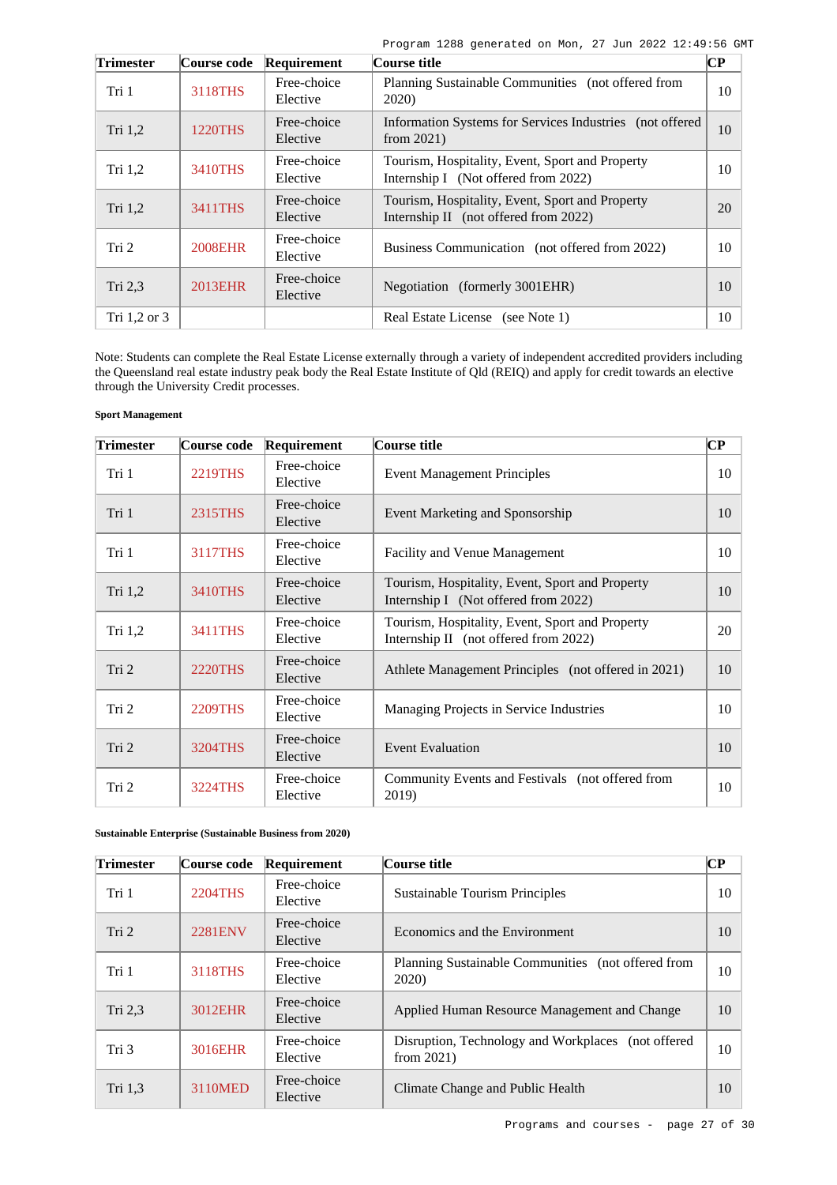| Trimester | Course code | Requirement | Course title | CP |
|---|---|---|---|---|
| Tri 1 | 3118THS | Free-choice Elective | Planning Sustainable Communities (not offered from 2020) | 10 |
| Tri 1,2 | 1220THS | Free-choice Elective | Information Systems for Services Industries (not offered from 2021) | 10 |
| Tri 1,2 | 3410THS | Free-choice Elective | Tourism, Hospitality, Event, Sport and Property Internship I (Not offered from 2022) | 10 |
| Tri 1,2 | 3411THS | Free-choice Elective | Tourism, Hospitality, Event, Sport and Property Internship II (not offered from 2022) | 20 |
| Tri 2 | 2008EHR | Free-choice Elective | Business Communication (not offered from 2022) | 10 |
| Tri 2,3 | 2013EHR | Free-choice Elective | Negotiation (formerly 3001EHR) | 10 |
| Tri 1,2 or 3 | | | Real Estate License (see Note 1) | 10 |

Note: Students can complete the Real Estate License externally through a variety of independent accredited providers including the Queensland real estate industry peak body the Real Estate Institute of Qld (REIQ) and apply for credit towards an elective through the University Credit processes.

**Sport Management**

| Trimester | Course code | Requirement | Course title | CP |
|---|---|---|---|---|
| Tri 1 | 2219THS | Free-choice Elective | Event Management Principles | 10 |
| Tri 1 | 2315THS | Free-choice Elective | Event Marketing and Sponsorship | 10 |
| Tri 1 | 3117THS | Free-choice Elective | Facility and Venue Management | 10 |
| Tri 1,2 | 3410THS | Free-choice Elective | Tourism, Hospitality, Event, Sport and Property Internship I (Not offered from 2022) | 10 |
| Tri 1,2 | 3411THS | Free-choice Elective | Tourism, Hospitality, Event, Sport and Property Internship II (not offered from 2022) | 20 |
| Tri 2 | 2220THS | Free-choice Elective | Athlete Management Principles (not offered in 2021) | 10 |
| Tri 2 | 2209THS | Free-choice Elective | Managing Projects in Service Industries | 10 |
| Tri 2 | 3204THS | Free-choice Elective | Event Evaluation | 10 |
| Tri 2 | 3224THS | Free-choice Elective | Community Events and Festivals (not offered from 2019) | 10 |

**Sustainable Enterprise (Sustainable Business from 2020)**

| Trimester | Course code | Requirement | Course title | CP |
|---|---|---|---|---|
| Tri 1 | 2204THS | Free-choice Elective | Sustainable Tourism Principles | 10 |
| Tri 2 | 2281ENV | Free-choice Elective | Economics and the Environment | 10 |
| Tri 1 | 3118THS | Free-choice Elective | Planning Sustainable Communities (not offered from 2020) | 10 |
| Tri 2,3 | 3012EHR | Free-choice Elective | Applied Human Resource Management and Change | 10 |
| Tri 3 | 3016EHR | Free-choice Elective | Disruption, Technology and Workplaces (not offered from 2021) | 10 |
| Tri 1,3 | 3110MED | Free-choice Elective | Climate Change and Public Health | 10 |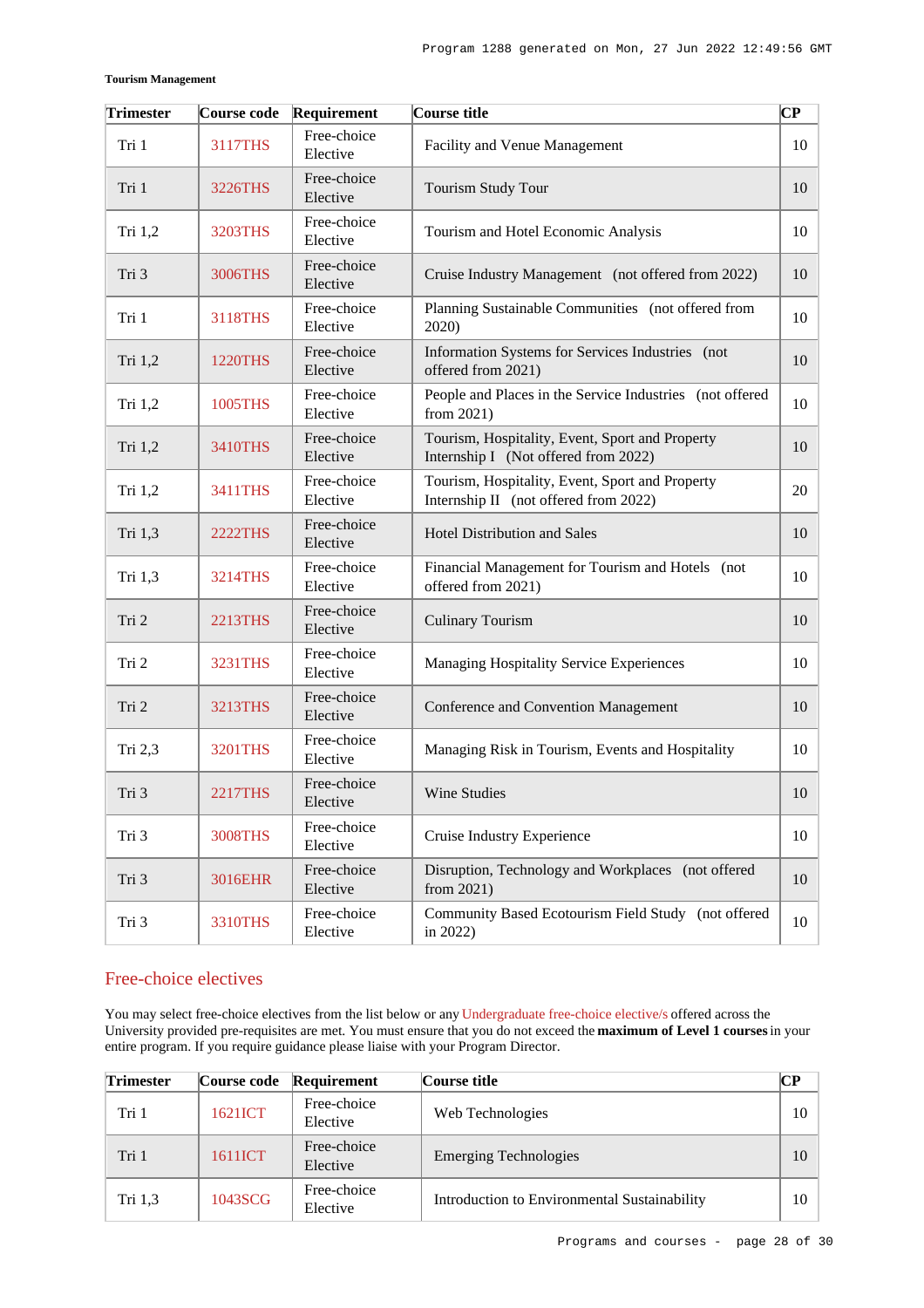**Tourism Management**

| Trimester | Course code | Requirement | Course title | CP |
|---|---|---|---|---|
| Tri 1 | 3117THS | Free-choice Elective | Facility and Venue Management | 10 |
| Tri 1 | 3226THS | Free-choice Elective | Tourism Study Tour | 10 |
| Tri 1,2 | 3203THS | Free-choice Elective | Tourism and Hotel Economic Analysis | 10 |
| Tri 3 | 3006THS | Free-choice Elective | Cruise Industry Management (not offered from 2022) | 10 |
| Tri 1 | 3118THS | Free-choice Elective | Planning Sustainable Communities (not offered from 2020) | 10 |
| Tri 1,2 | 1220THS | Free-choice Elective | Information Systems for Services Industries (not offered from 2021) | 10 |
| Tri 1,2 | 1005THS | Free-choice Elective | People and Places in the Service Industries (not offered from 2021) | 10 |
| Tri 1,2 | 3410THS | Free-choice Elective | Tourism, Hospitality, Event, Sport and Property Internship I (Not offered from 2022) | 10 |
| Tri 1,2 | 3411THS | Free-choice Elective | Tourism, Hospitality, Event, Sport and Property Internship II (not offered from 2022) | 20 |
| Tri 1,3 | 2222THS | Free-choice Elective | Hotel Distribution and Sales | 10 |
| Tri 1,3 | 3214THS | Free-choice Elective | Financial Management for Tourism and Hotels (not offered from 2021) | 10 |
| Tri 2 | 2213THS | Free-choice Elective | Culinary Tourism | 10 |
| Tri 2 | 3231THS | Free-choice Elective | Managing Hospitality Service Experiences | 10 |
| Tri 2 | 3213THS | Free-choice Elective | Conference and Convention Management | 10 |
| Tri 2,3 | 3201THS | Free-choice Elective | Managing Risk in Tourism, Events and Hospitality | 10 |
| Tri 3 | 2217THS | Free-choice Elective | Wine Studies | 10 |
| Tri 3 | 3008THS | Free-choice Elective | Cruise Industry Experience | 10 |
| Tri 3 | 3016EHR | Free-choice Elective | Disruption, Technology and Workplaces (not offered from 2021) | 10 |
| Tri 3 | 3310THS | Free-choice Elective | Community Based Ecotourism Field Study (not offered in 2022) | 10 |

## Free-choice electives

You may select free-choice electives from the list below or any Undergraduate free-choice elective/s offered across the University provided pre-requisites are met. You must ensure that you do not exceed the **maximum of Level 1 courses** in your entire program. If you require guidance please liaise with your Program Director.

| Trimester | Course code | Requirement | Course title | CP |
|---|---|---|---|---|
| Tri 1 | 1621ICT | Free-choice Elective | Web Technologies | 10 |
| Tri 1 | 1611ICT | Free-choice Elective | Emerging Technologies | 10 |
| Tri 1,3 | 1043SCG | Free-choice Elective | Introduction to Environmental Sustainability | 10 |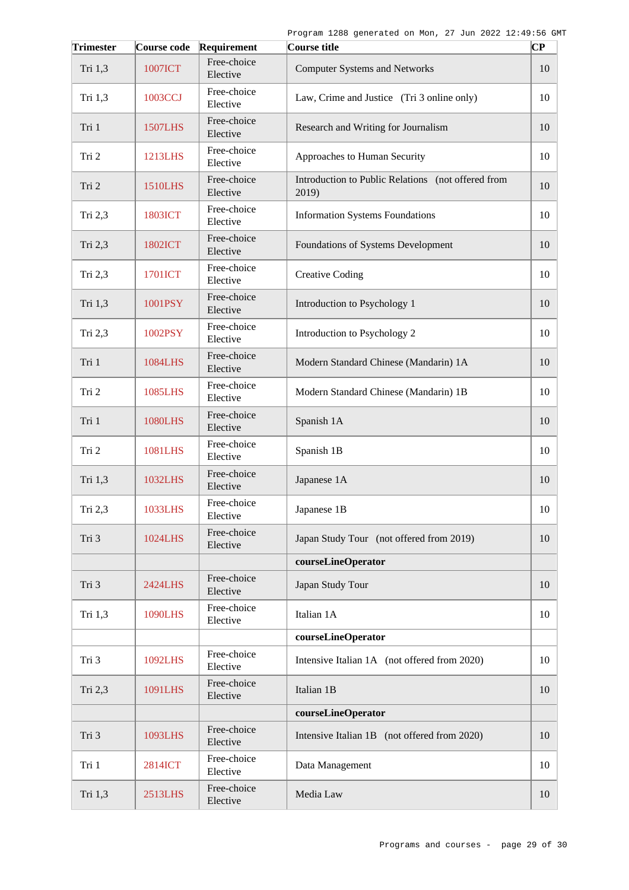| Trimester | Course code | Requirement | Course title | CP |
| --- | --- | --- | --- | --- |
| Tri 1,3 | 1007ICT | Free-choice Elective | Computer Systems and Networks | 10 |
| Tri 1,3 | 1003CCJ | Free-choice Elective | Law, Crime and Justice (Tri 3 online only) | 10 |
| Tri 1 | 1507LHS | Free-choice Elective | Research and Writing for Journalism | 10 |
| Tri 2 | 1213LHS | Free-choice Elective | Approaches to Human Security | 10 |
| Tri 2 | 1510LHS | Free-choice Elective | Introduction to Public Relations (not offered from 2019) | 10 |
| Tri 2,3 | 1803ICT | Free-choice Elective | Information Systems Foundations | 10 |
| Tri 2,3 | 1802ICT | Free-choice Elective | Foundations of Systems Development | 10 |
| Tri 2,3 | 1701ICT | Free-choice Elective | Creative Coding | 10 |
| Tri 1,3 | 1001PSY | Free-choice Elective | Introduction to Psychology 1 | 10 |
| Tri 2,3 | 1002PSY | Free-choice Elective | Introduction to Psychology 2 | 10 |
| Tri 1 | 1084LHS | Free-choice Elective | Modern Standard Chinese (Mandarin) 1A | 10 |
| Tri 2 | 1085LHS | Free-choice Elective | Modern Standard Chinese (Mandarin) 1B | 10 |
| Tri 1 | 1080LHS | Free-choice Elective | Spanish 1A | 10 |
| Tri 2 | 1081LHS | Free-choice Elective | Spanish 1B | 10 |
| Tri 1,3 | 1032LHS | Free-choice Elective | Japanese 1A | 10 |
| Tri 2,3 | 1033LHS | Free-choice Elective | Japanese 1B | 10 |
| Tri 3 | 1024LHS | Free-choice Elective | Japan Study Tour (not offered from 2019) | 10 |
| | | | **courseLineOperator** | |
| Tri 3 | 2424LHS | Free-choice Elective | Japan Study Tour | 10 |
| Tri 1,3 | 1090LHS | Free-choice Elective | Italian 1A | 10 |
| | | | **courseLineOperator** | |
| Tri 3 | 1092LHS | Free-choice Elective | Intensive Italian 1A (not offered from 2020) | 10 |
| Tri 2,3 | 1091LHS | Free-choice Elective | Italian 1B | 10 |
| | | | **courseLineOperator** | |
| Tri 3 | 1093LHS | Free-choice Elective | Intensive Italian 1B (not offered from 2020) | 10 |
| Tri 1 | 2814ICT | Free-choice Elective | Data Management | 10 |
| Tri 1,3 | 2513LHS | Free-choice Elective | Media Law | 10 |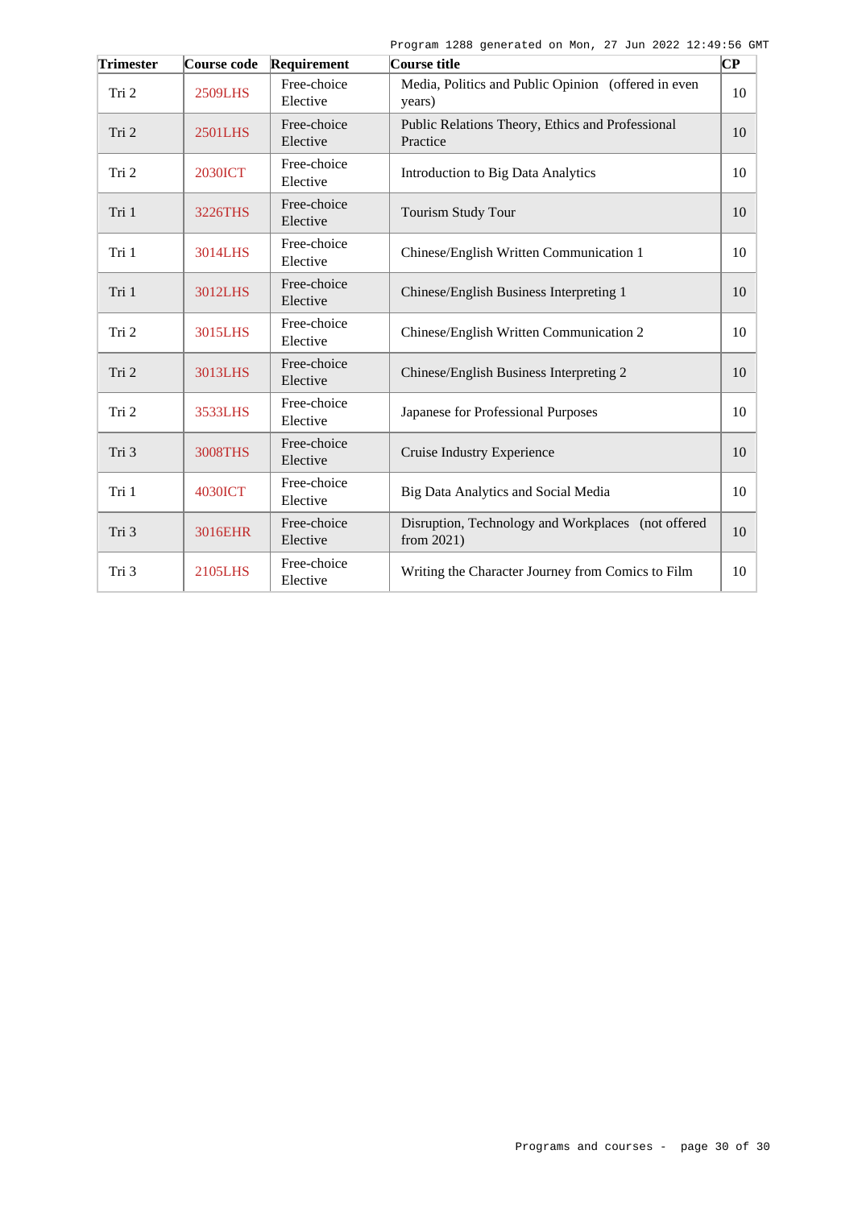| Trimester | Course code | Requirement | Course title | CP |
|---|---|---|---|---|
| Tri 2 | 2509LHS | Free-choice Elective | Media, Politics and Public Opinion (offered in even years) | 10 |
| Tri 2 | 2501LHS | Free-choice Elective | Public Relations Theory, Ethics and Professional Practice | 10 |
| Tri 2 | 2030ICT | Free-choice Elective | Introduction to Big Data Analytics | 10 |
| Tri 1 | 3226THS | Free-choice Elective | Tourism Study Tour | 10 |
| Tri 1 | 3014LHS | Free-choice Elective | Chinese/English Written Communication 1 | 10 |
| Tri 1 | 3012LHS | Free-choice Elective | Chinese/English Business Interpreting 1 | 10 |
| Tri 2 | 3015LHS | Free-choice Elective | Chinese/English Written Communication 2 | 10 |
| Tri 2 | 3013LHS | Free-choice Elective | Chinese/English Business Interpreting 2 | 10 |
| Tri 2 | 3533LHS | Free-choice Elective | Japanese for Professional Purposes | 10 |
| Tri 3 | 3008THS | Free-choice Elective | Cruise Industry Experience | 10 |
| Tri 1 | 4030ICT | Free-choice Elective | Big Data Analytics and Social Media | 10 |
| Tri 3 | 3016EHR | Free-choice Elective | Disruption, Technology and Workplaces (not offered from 2021) | 10 |
| Tri 3 | 2105LHS | Free-choice Elective | Writing the Character Journey from Comics to Film | 10 |